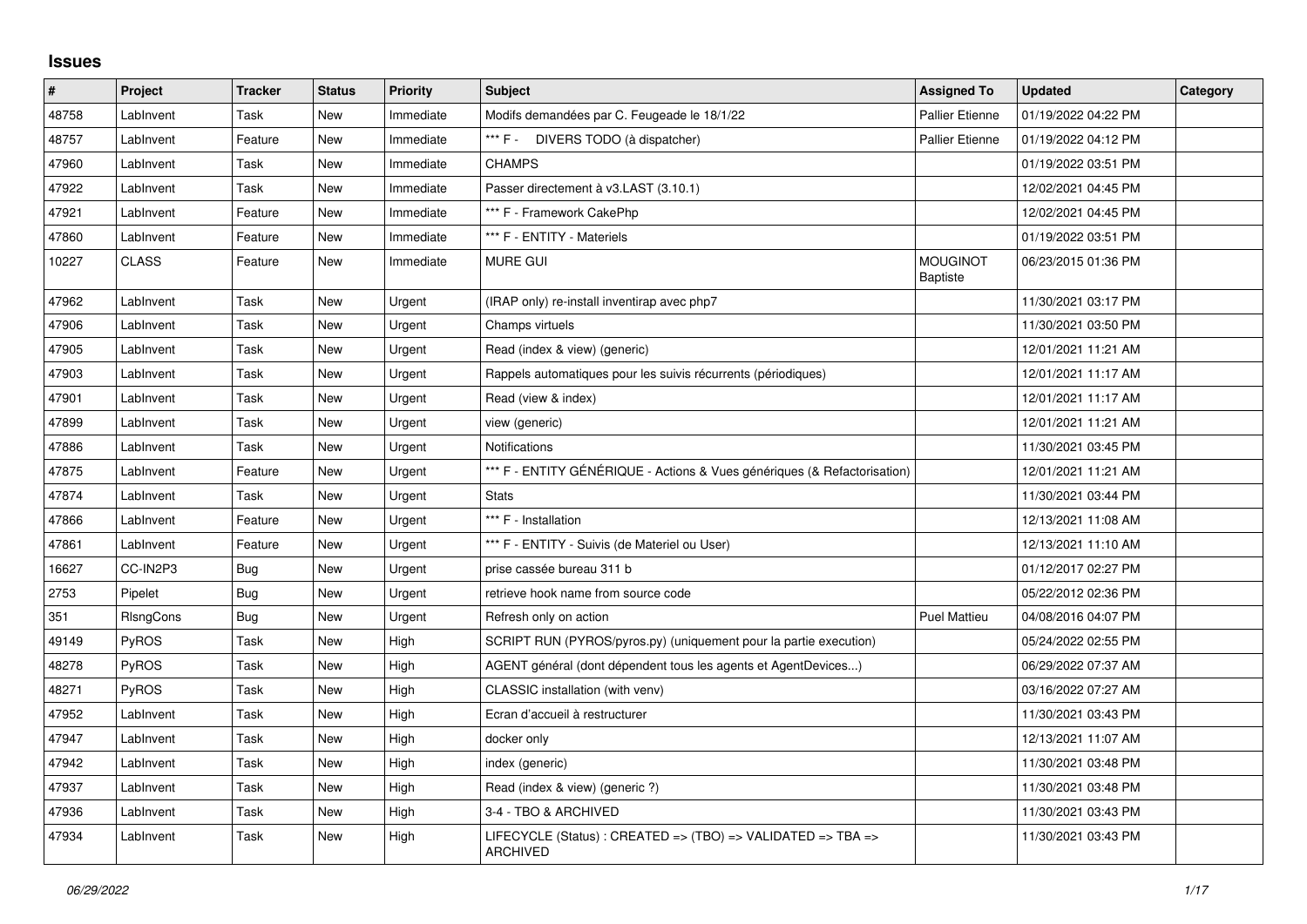# Issues

| # | Project | Tracker | Status | Priority | Subject | Assigned To | Updated | Category |
|---|---|---|---|---|---|---|---|---|
| 48758 | LabInvent | Task | New | Immediate | Modifs demandées par C. Feugeade le 18/1/22 | Pallier Etienne | 01/19/2022 04:22 PM | |
| 48757 | LabInvent | Feature | New | Immediate | *** F - DIVERS TODO (à dispatcher) | Pallier Etienne | 01/19/2022 04:12 PM | |
| 47960 | LabInvent | Task | New | Immediate | CHAMPS | | 01/19/2022 03:51 PM | |
| 47922 | LabInvent | Task | New | Immediate | Passer directement à v3.LAST (3.10.1) | | 12/02/2021 04:45 PM | |
| 47921 | LabInvent | Feature | New | Immediate | *** F - Framework CakePhp | | 12/02/2021 04:45 PM | |
| 47860 | LabInvent | Feature | New | Immediate | *** F - ENTITY - Materiels | | 01/19/2022 03:51 PM | |
| 10227 | CLASS | Feature | New | Immediate | MURE GUI | MOUGINOT Baptiste | 06/23/2015 01:36 PM | |
| 47962 | LabInvent | Task | New | Urgent | (IRAP only) re-install inventirap avec php7 | | 11/30/2021 03:17 PM | |
| 47906 | LabInvent | Task | New | Urgent | Champs virtuels | | 11/30/2021 03:50 PM | |
| 47905 | LabInvent | Task | New | Urgent | Read (index & view) (generic) | | 12/01/2021 11:21 AM | |
| 47903 | LabInvent | Task | New | Urgent | Rappels automatiques pour les suivis récurrents (périodiques) | | 12/01/2021 11:17 AM | |
| 47901 | LabInvent | Task | New | Urgent | Read (view & index) | | 12/01/2021 11:17 AM | |
| 47899 | LabInvent | Task | New | Urgent | view (generic) | | 12/01/2021 11:21 AM | |
| 47886 | LabInvent | Task | New | Urgent | Notifications | | 11/30/2021 03:45 PM | |
| 47875 | LabInvent | Feature | New | Urgent | *** F - ENTITY GÉNÉRIQUE - Actions & Vues génériques (& Refactorisation) | | 12/01/2021 11:21 AM | |
| 47874 | LabInvent | Task | New | Urgent | Stats | | 11/30/2021 03:44 PM | |
| 47866 | LabInvent | Feature | New | Urgent | *** F - Installation | | 12/13/2021 11:08 AM | |
| 47861 | LabInvent | Feature | New | Urgent | *** F - ENTITY - Suivis (de Materiel ou User) | | 12/13/2021 11:10 AM | |
| 16627 | CC-IN2P3 | Bug | New | Urgent | prise cassée bureau 311 b | | 01/12/2017 02:27 PM | |
| 2753 | Pipelet | Bug | New | Urgent | retrieve hook name from source code | | 05/22/2012 02:36 PM | |
| 351 | RIsngCons | Bug | New | Urgent | Refresh only on action | Puel Mattieu | 04/08/2016 04:07 PM | |
| 49149 | PyROS | Task | New | High | SCRIPT RUN (PYROS/pyros.py) (uniquement pour la partie execution) | | 05/24/2022 02:55 PM | |
| 48278 | PyROS | Task | New | High | AGENT général (dont dépendent tous les agents et AgentDevices...) | | 06/29/2022 07:37 AM | |
| 48271 | PyROS | Task | New | High | CLASSIC installation (with venv) | | 03/16/2022 07:27 AM | |
| 47952 | LabInvent | Task | New | High | Ecran d'accueil à restructurer | | 11/30/2021 03:43 PM | |
| 47947 | LabInvent | Task | New | High | docker only | | 12/13/2021 11:07 AM | |
| 47942 | LabInvent | Task | New | High | index (generic) | | 11/30/2021 03:48 PM | |
| 47937 | LabInvent | Task | New | High | Read (index & view) (generic ?) | | 11/30/2021 03:48 PM | |
| 47936 | LabInvent | Task | New | High | 3-4 - TBO & ARCHIVED | | 11/30/2021 03:43 PM | |
| 47934 | LabInvent | Task | New | High | LIFECYCLE (Status) : CREATED => (TBO) => VALIDATED => TBA => ARCHIVED | | 11/30/2021 03:43 PM | |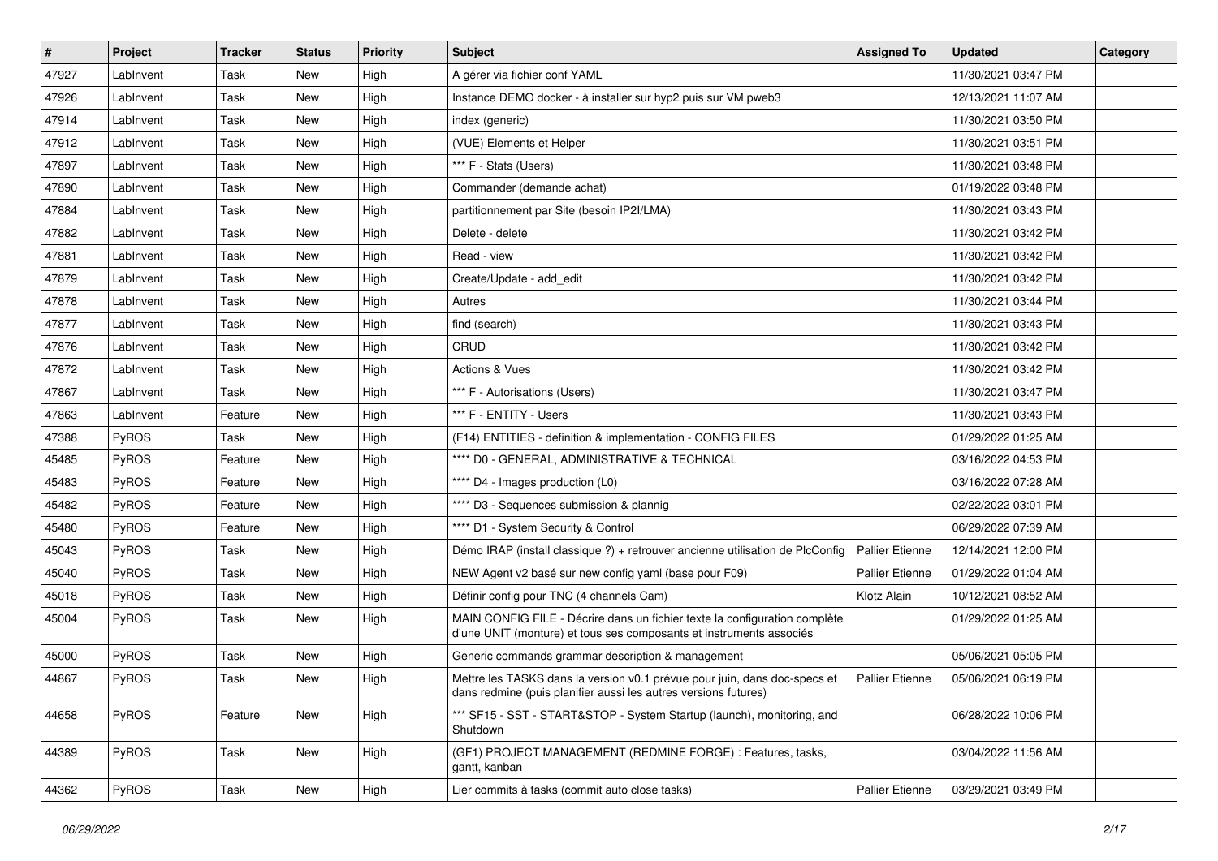| # | Project | Tracker | Status | Priority | Subject | Assigned To | Updated | Category |
|---|---|---|---|---|---|---|---|---|
| 47927 | LabInvent | Task | New | High | A gérer via fichier conf YAML | | 11/30/2021 03:47 PM | |
| 47926 | LabInvent | Task | New | High | Instance DEMO docker - à installer sur hyp2 puis sur VM pweb3 | | 12/13/2021 11:07 AM | |
| 47914 | LabInvent | Task | New | High | index (generic) | | 11/30/2021 03:50 PM | |
| 47912 | LabInvent | Task | New | High | (VUE) Elements et Helper | | 11/30/2021 03:51 PM | |
| 47897 | LabInvent | Task | New | High | *** F - Stats (Users) | | 11/30/2021 03:48 PM | |
| 47890 | LabInvent | Task | New | High | Commander (demande achat) | | 01/19/2022 03:48 PM | |
| 47884 | LabInvent | Task | New | High | partitionnement par Site (besoin IP2I/LMA) | | 11/30/2021 03:43 PM | |
| 47882 | LabInvent | Task | New | High | Delete - delete | | 11/30/2021 03:42 PM | |
| 47881 | LabInvent | Task | New | High | Read - view | | 11/30/2021 03:42 PM | |
| 47879 | LabInvent | Task | New | High | Create/Update - add_edit | | 11/30/2021 03:42 PM | |
| 47878 | LabInvent | Task | New | High | Autres | | 11/30/2021 03:44 PM | |
| 47877 | LabInvent | Task | New | High | find (search) | | 11/30/2021 03:43 PM | |
| 47876 | LabInvent | Task | New | High | CRUD | | 11/30/2021 03:42 PM | |
| 47872 | LabInvent | Task | New | High | Actions & Vues | | 11/30/2021 03:42 PM | |
| 47867 | LabInvent | Task | New | High | *** F - Autorisations (Users) | | 11/30/2021 03:47 PM | |
| 47863 | LabInvent | Feature | New | High | *** F - ENTITY - Users | | 11/30/2021 03:43 PM | |
| 47388 | PyROS | Task | New | High | (F14) ENTITIES - definition & implementation - CONFIG FILES | | 01/29/2022 01:25 AM | |
| 45485 | PyROS | Feature | New | High | **** D0 - GENERAL, ADMINISTRATIVE & TECHNICAL | | 03/16/2022 04:53 PM | |
| 45483 | PyROS | Feature | New | High | **** D4 - Images production (L0) | | 03/16/2022 07:28 AM | |
| 45482 | PyROS | Feature | New | High | **** D3 - Sequences submission & plannig | | 02/22/2022 03:01 PM | |
| 45480 | PyROS | Feature | New | High | **** D1 - System Security & Control | | 06/29/2022 07:39 AM | |
| 45043 | PyROS | Task | New | High | Démo IRAP (install classique ?) + retrouver ancienne utilisation de PlcConfig | Pallier Etienne | 12/14/2021 12:00 PM | |
| 45040 | PyROS | Task | New | High | NEW Agent v2 basé sur new config yaml (base pour F09) | Pallier Etienne | 01/29/2022 01:04 AM | |
| 45018 | PyROS | Task | New | High | Définir config pour TNC (4 channels Cam) | Klotz Alain | 10/12/2021 08:52 AM | |
| 45004 | PyROS | Task | New | High | MAIN CONFIG FILE - Décrire dans un fichier texte la configuration complète d'une UNIT (monture) et tous ses composants et instruments associés | | 01/29/2022 01:25 AM | |
| 45000 | PyROS | Task | New | High | Generic commands grammar description & management | | 05/06/2021 05:05 PM | |
| 44867 | PyROS | Task | New | High | Mettre les TASKS dans la version v0.1 prévue pour juin, dans doc-specs et dans redmine (puis planifier aussi les autres versions futures) | Pallier Etienne | 05/06/2021 06:19 PM | |
| 44658 | PyROS | Feature | New | High | *** SF15 - SST - START&STOP - System Startup (launch), monitoring, and Shutdown | | 06/28/2022 10:06 PM | |
| 44389 | PyROS | Task | New | High | (GF1) PROJECT MANAGEMENT (REDMINE FORGE) : Features, tasks, gantt, kanban | | 03/04/2022 11:56 AM | |
| 44362 | PyROS | Task | New | High | Lier commits à tasks (commit auto close tasks) | Pallier Etienne | 03/29/2021 03:49 PM | |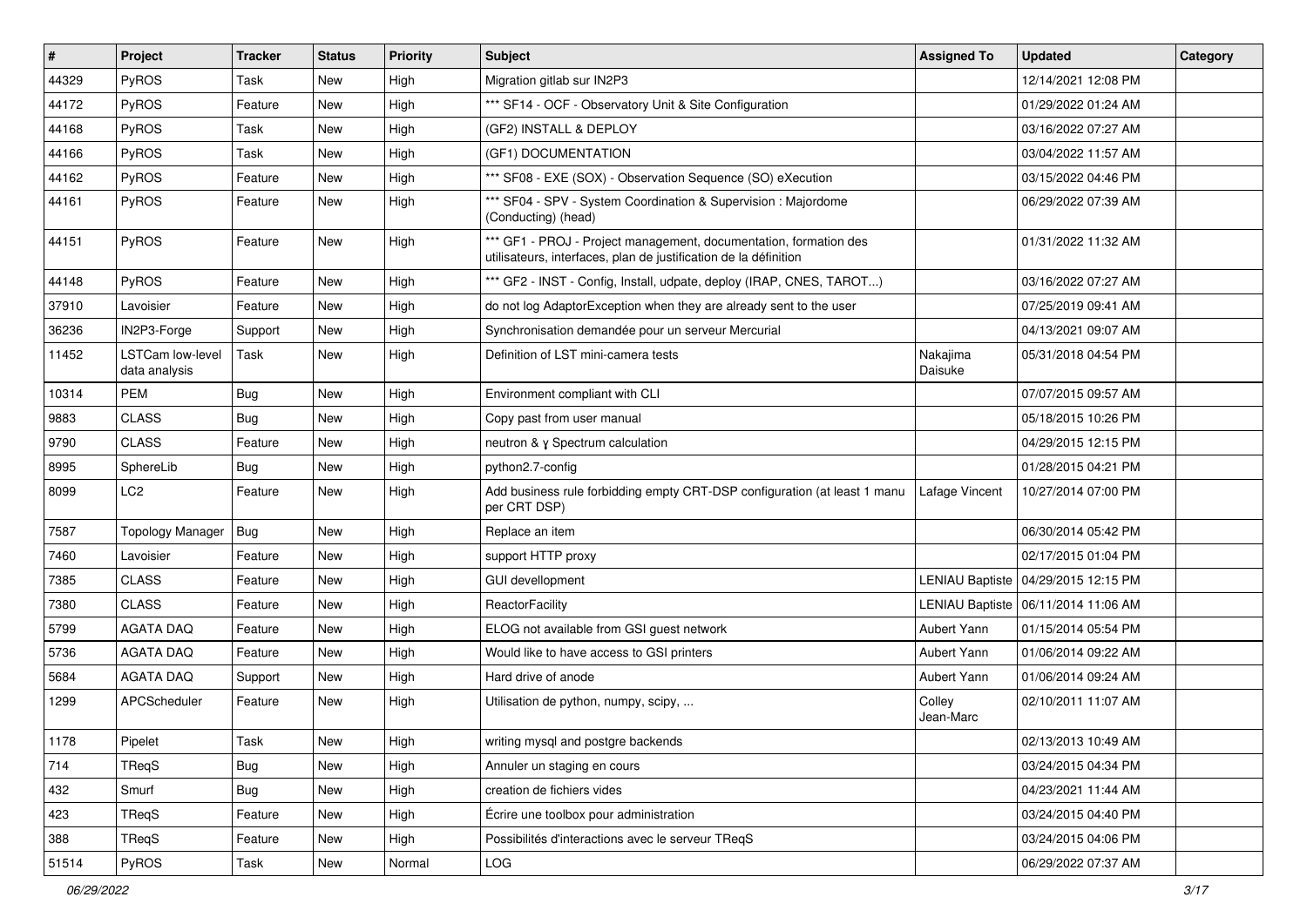| # | Project | Tracker | Status | Priority | Subject | Assigned To | Updated | Category |
|---|---|---|---|---|---|---|---|---|
| 44329 | PyROS | Task | New | High | Migration gitlab sur IN2P3 | | 12/14/2021 12:08 PM | |
| 44172 | PyROS | Feature | New | High | *** SF14 - OCF - Observatory Unit & Site Configuration | | 01/29/2022 01:24 AM | |
| 44168 | PyROS | Task | New | High | (GF2) INSTALL & DEPLOY | | 03/16/2022 07:27 AM | |
| 44166 | PyROS | Task | New | High | (GF1) DOCUMENTATION | | 03/04/2022 11:57 AM | |
| 44162 | PyROS | Feature | New | High | *** SF08 - EXE (SOX) - Observation Sequence (SO) eXecution | | 03/15/2022 04:46 PM | |
| 44161 | PyROS | Feature | New | High | *** SF04 - SPV - System Coordination & Supervision : Majordome (Conducting) (head) | | 06/29/2022 07:39 AM | |
| 44151 | PyROS | Feature | New | High | *** GF1 - PROJ - Project management, documentation, formation des utilisateurs, interfaces, plan de justification de la définition | | 01/31/2022 11:32 AM | |
| 44148 | PyROS | Feature | New | High | *** GF2 - INST - Config, Install, udpate, deploy (IRAP, CNES, TAROT...) | | 03/16/2022 07:27 AM | |
| 37910 | Lavoisier | Feature | New | High | do not log AdaptorException when they are already sent to the user | | 07/25/2019 09:41 AM | |
| 36236 | IN2P3-Forge | Support | New | High | Synchronisation demandée pour un serveur Mercurial | | 04/13/2021 09:07 AM | |
| 11452 | LSTCam low-level data analysis | Task | New | High | Definition of LST mini-camera tests | Nakajima Daisuke | 05/31/2018 04:54 PM | |
| 10314 | PEM | Bug | New | High | Environment compliant with CLI | | 07/07/2015 09:57 AM | |
| 9883 | CLASS | Bug | New | High | Copy past from user manual | | 05/18/2015 10:26 PM | |
| 9790 | CLASS | Feature | New | High | neutron & γ Spectrum calculation | | 04/29/2015 12:15 PM | |
| 8995 | SphereLib | Bug | New | High | python2.7-config | | 01/28/2015 04:21 PM | |
| 8099 | LC2 | Feature | New | High | Add business rule forbidding empty CRT-DSP configuration (at least 1 manu per CRT DSP) | Lafage Vincent | 10/27/2014 07:00 PM | |
| 7587 | Topology Manager | Bug | New | High | Replace an item | | 06/30/2014 05:42 PM | |
| 7460 | Lavoisier | Feature | New | High | support HTTP proxy | | 02/17/2015 01:04 PM | |
| 7385 | CLASS | Feature | New | High | GUI devellopment | LENIAU Baptiste | 04/29/2015 12:15 PM | |
| 7380 | CLASS | Feature | New | High | ReactorFacility | LENIAU Baptiste | 06/11/2014 11:06 AM | |
| 5799 | AGATA DAQ | Feature | New | High | ELOG not available from GSI guest network | Aubert Yann | 01/15/2014 05:54 PM | |
| 5736 | AGATA DAQ | Feature | New | High | Would like to have access to GSI printers | Aubert Yann | 01/06/2014 09:22 AM | |
| 5684 | AGATA DAQ | Support | New | High | Hard drive of anode | Aubert Yann | 01/06/2014 09:24 AM | |
| 1299 | APCScheduler | Feature | New | High | Utilisation de python, numpy, scipy, ... | Colley Jean-Marc | 02/10/2011 11:07 AM | |
| 1178 | Pipelet | Task | New | High | writing mysql and postgre backends | | 02/13/2013 10:49 AM | |
| 714 | TReqS | Bug | New | High | Annuler un staging en cours | | 03/24/2015 04:34 PM | |
| 432 | Smurf | Bug | New | High | creation de fichiers vides | | 04/23/2021 11:44 AM | |
| 423 | TReqS | Feature | New | High | Écrire une toolbox pour administration | | 03/24/2015 04:40 PM | |
| 388 | TReqS | Feature | New | High | Possibilités d'interactions avec le serveur TReqS | | 03/24/2015 04:06 PM | |
| 51514 | PyROS | Task | New | Normal | LOG | | 06/29/2022 07:37 AM | |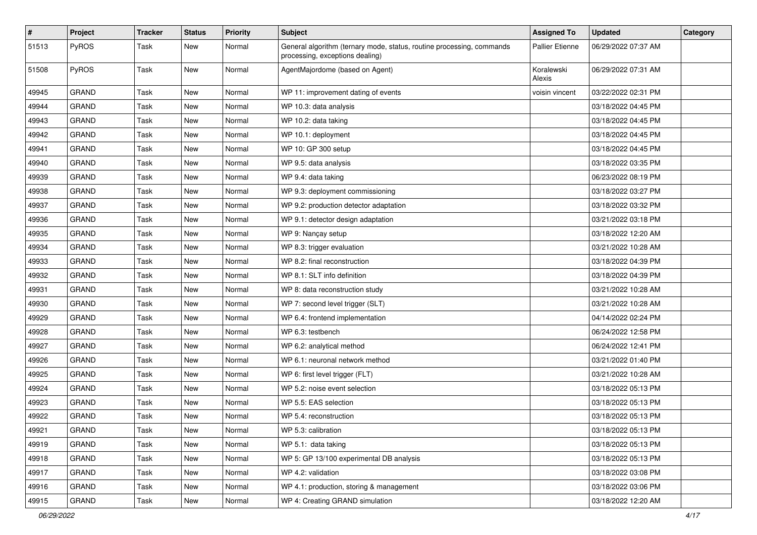| # | Project | Tracker | Status | Priority | Subject | Assigned To | Updated | Category |
|---|---|---|---|---|---|---|---|---|
| 51513 | PyROS | Task | New | Normal | General algorithm (ternary mode, status, routine processing, commands processing, exceptions dealing) | Pallier Etienne | 06/29/2022 07:37 AM | |
| 51508 | PyROS | Task | New | Normal | AgentMajordome (based on Agent) | Koralewski Alexis | 06/29/2022 07:31 AM | |
| 49945 | GRAND | Task | New | Normal | WP 11: improvement dating of events | voisin vincent | 03/22/2022 02:31 PM | |
| 49944 | GRAND | Task | New | Normal | WP 10.3: data analysis | | 03/18/2022 04:45 PM | |
| 49943 | GRAND | Task | New | Normal | WP 10.2: data taking | | 03/18/2022 04:45 PM | |
| 49942 | GRAND | Task | New | Normal | WP 10.1: deployment | | 03/18/2022 04:45 PM | |
| 49941 | GRAND | Task | New | Normal | WP 10: GP 300 setup | | 03/18/2022 04:45 PM | |
| 49940 | GRAND | Task | New | Normal | WP 9.5: data analysis | | 03/18/2022 03:35 PM | |
| 49939 | GRAND | Task | New | Normal | WP 9.4: data taking | | 06/23/2022 08:19 PM | |
| 49938 | GRAND | Task | New | Normal | WP 9.3: deployment commissioning | | 03/18/2022 03:27 PM | |
| 49937 | GRAND | Task | New | Normal | WP 9.2: production detector adaptation | | 03/18/2022 03:32 PM | |
| 49936 | GRAND | Task | New | Normal | WP 9.1: detector design adaptation | | 03/21/2022 03:18 PM | |
| 49935 | GRAND | Task | New | Normal | WP 9: Nançay setup | | 03/18/2022 12:20 AM | |
| 49934 | GRAND | Task | New | Normal | WP 8.3: trigger evaluation | | 03/21/2022 10:28 AM | |
| 49933 | GRAND | Task | New | Normal | WP 8.2: final reconstruction | | 03/18/2022 04:39 PM | |
| 49932 | GRAND | Task | New | Normal | WP 8.1: SLT info definition | | 03/18/2022 04:39 PM | |
| 49931 | GRAND | Task | New | Normal | WP 8: data reconstruction study | | 03/21/2022 10:28 AM | |
| 49930 | GRAND | Task | New | Normal | WP 7: second level trigger (SLT) | | 03/21/2022 10:28 AM | |
| 49929 | GRAND | Task | New | Normal | WP 6.4: frontend implementation | | 04/14/2022 02:24 PM | |
| 49928 | GRAND | Task | New | Normal | WP 6.3: testbench | | 06/24/2022 12:58 PM | |
| 49927 | GRAND | Task | New | Normal | WP 6.2: analytical method | | 06/24/2022 12:41 PM | |
| 49926 | GRAND | Task | New | Normal | WP 6.1: neuronal network method | | 03/21/2022 01:40 PM | |
| 49925 | GRAND | Task | New | Normal | WP 6: first level trigger (FLT) | | 03/21/2022 10:28 AM | |
| 49924 | GRAND | Task | New | Normal | WP 5.2: noise event selection | | 03/18/2022 05:13 PM | |
| 49923 | GRAND | Task | New | Normal | WP 5.5: EAS selection | | 03/18/2022 05:13 PM | |
| 49922 | GRAND | Task | New | Normal | WP 5.4: reconstruction | | 03/18/2022 05:13 PM | |
| 49921 | GRAND | Task | New | Normal | WP 5.3: calibration | | 03/18/2022 05:13 PM | |
| 49919 | GRAND | Task | New | Normal | WP 5.1: data taking | | 03/18/2022 05:13 PM | |
| 49918 | GRAND | Task | New | Normal | WP 5: GP 13/100 experimental DB analysis | | 03/18/2022 05:13 PM | |
| 49917 | GRAND | Task | New | Normal | WP 4.2: validation | | 03/18/2022 03:08 PM | |
| 49916 | GRAND | Task | New | Normal | WP 4.1: production, storing & management | | 03/18/2022 03:06 PM | |
| 49915 | GRAND | Task | New | Normal | WP 4: Creating GRAND simulation | | 03/18/2022 12:20 AM | |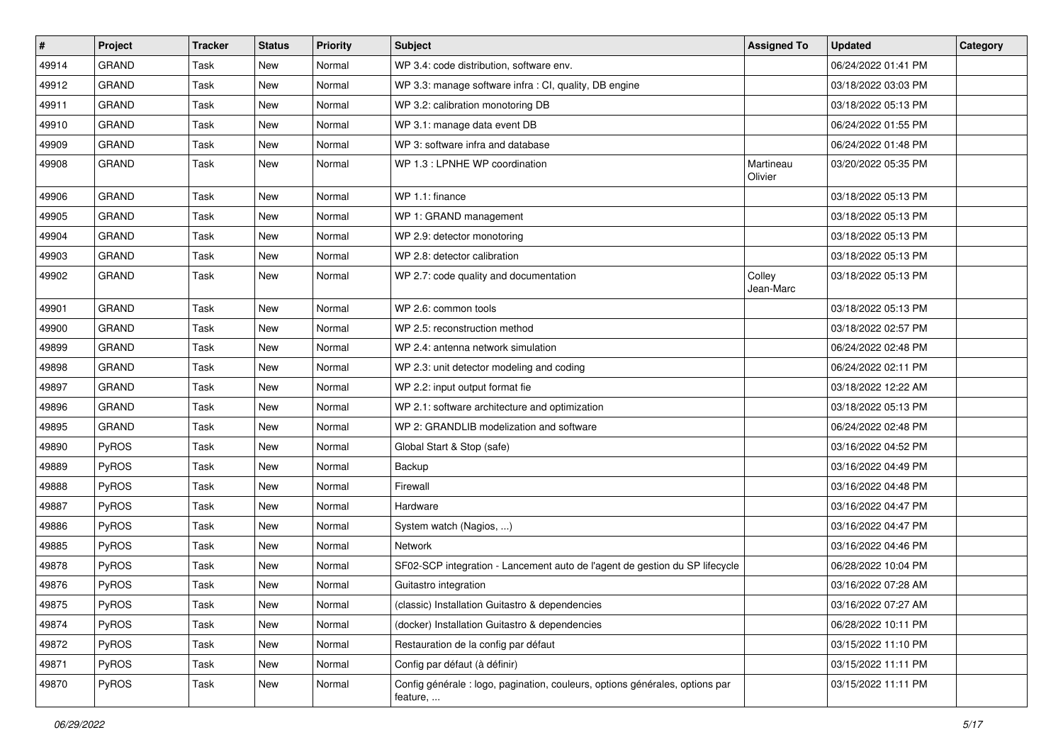| # | Project | Tracker | Status | Priority | Subject | Assigned To | Updated | Category |
| --- | --- | --- | --- | --- | --- | --- | --- | --- |
| 49914 | GRAND | Task | New | Normal | WP 3.4: code distribution, software env. | | 06/24/2022 01:41 PM | |
| 49912 | GRAND | Task | New | Normal | WP 3.3: manage software infra : CI, quality, DB engine | | 03/18/2022 03:03 PM | |
| 49911 | GRAND | Task | New | Normal | WP 3.2: calibration monotoring DB | | 03/18/2022 05:13 PM | |
| 49910 | GRAND | Task | New | Normal | WP 3.1: manage data event DB | | 06/24/2022 01:55 PM | |
| 49909 | GRAND | Task | New | Normal | WP 3: software infra and database | | 06/24/2022 01:48 PM | |
| 49908 | GRAND | Task | New | Normal | WP 1.3 : LPNHE WP coordination | Martineau Olivier | 03/20/2022 05:35 PM | |
| 49906 | GRAND | Task | New | Normal | WP 1.1: finance | | 03/18/2022 05:13 PM | |
| 49905 | GRAND | Task | New | Normal | WP 1: GRAND management | | 03/18/2022 05:13 PM | |
| 49904 | GRAND | Task | New | Normal | WP 2.9: detector monotoring | | 03/18/2022 05:13 PM | |
| 49903 | GRAND | Task | New | Normal | WP 2.8: detector calibration | | 03/18/2022 05:13 PM | |
| 49902 | GRAND | Task | New | Normal | WP 2.7: code quality and documentation | Colley Jean-Marc | 03/18/2022 05:13 PM | |
| 49901 | GRAND | Task | New | Normal | WP 2.6: common tools | | 03/18/2022 05:13 PM | |
| 49900 | GRAND | Task | New | Normal | WP 2.5: reconstruction method | | 03/18/2022 02:57 PM | |
| 49899 | GRAND | Task | New | Normal | WP 2.4: antenna network simulation | | 06/24/2022 02:48 PM | |
| 49898 | GRAND | Task | New | Normal | WP 2.3: unit detector modeling and coding | | 06/24/2022 02:11 PM | |
| 49897 | GRAND | Task | New | Normal | WP 2.2: input output format fie | | 03/18/2022 12:22 AM | |
| 49896 | GRAND | Task | New | Normal | WP 2.1: software architecture and optimization | | 03/18/2022 05:13 PM | |
| 49895 | GRAND | Task | New | Normal | WP 2: GRANDLIB modelization and software | | 06/24/2022 02:48 PM | |
| 49890 | PyROS | Task | New | Normal | Global Start & Stop (safe) | | 03/16/2022 04:52 PM | |
| 49889 | PyROS | Task | New | Normal | Backup | | 03/16/2022 04:49 PM | |
| 49888 | PyROS | Task | New | Normal | Firewall | | 03/16/2022 04:48 PM | |
| 49887 | PyROS | Task | New | Normal | Hardware | | 03/16/2022 04:47 PM | |
| 49886 | PyROS | Task | New | Normal | System watch (Nagios, ...) | | 03/16/2022 04:47 PM | |
| 49885 | PyROS | Task | New | Normal | Network | | 03/16/2022 04:46 PM | |
| 49878 | PyROS | Task | New | Normal | SF02-SCP integration - Lancement auto de l'agent de gestion du SP lifecycle | | 06/28/2022 10:04 PM | |
| 49876 | PyROS | Task | New | Normal | Guitastro integration | | 03/16/2022 07:28 AM | |
| 49875 | PyROS | Task | New | Normal | (classic) Installation Guitastro & dependencies | | 03/16/2022 07:27 AM | |
| 49874 | PyROS | Task | New | Normal | (docker) Installation Guitastro & dependencies | | 06/28/2022 10:11 PM | |
| 49872 | PyROS | Task | New | Normal | Restauration de la config par défaut | | 03/15/2022 11:10 PM | |
| 49871 | PyROS | Task | New | Normal | Config par défaut (à définir) | | 03/15/2022 11:11 PM | |
| 49870 | PyROS | Task | New | Normal | Config générale : logo, pagination, couleurs, options générales, options par feature, ... | | 03/15/2022 11:11 PM | |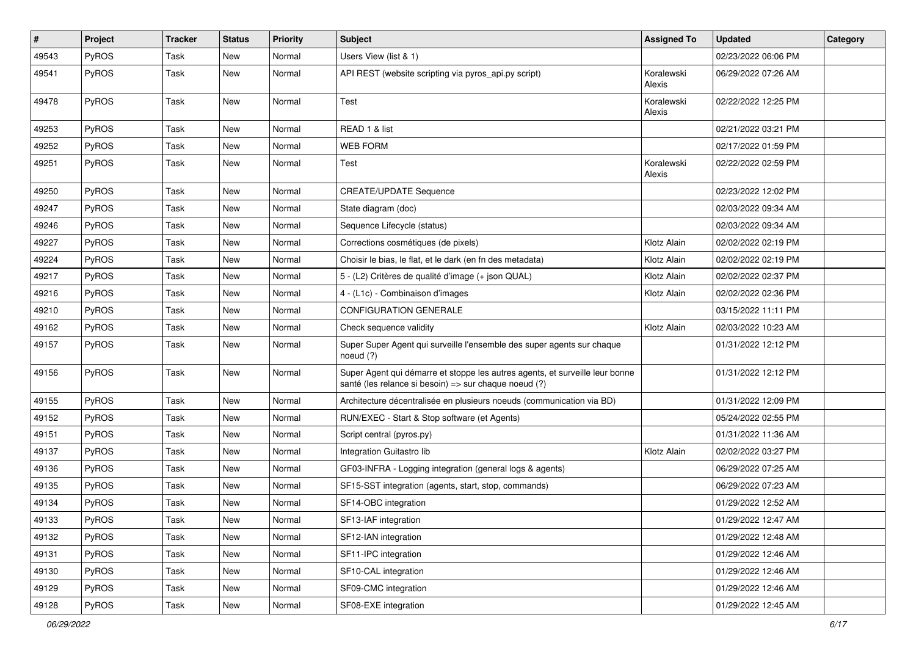| # | Project | Tracker | Status | Priority | Subject | Assigned To | Updated | Category |
|---|---|---|---|---|---|---|---|---|
| 49543 | PyROS | Task | New | Normal | Users View (list & 1) | | 02/23/2022 06:06 PM | |
| 49541 | PyROS | Task | New | Normal | API REST (website scripting via pyros_api.py script) | Koralewski Alexis | 06/29/2022 07:26 AM | |
| 49478 | PyROS | Task | New | Normal | Test | Koralewski Alexis | 02/22/2022 12:25 PM | |
| 49253 | PyROS | Task | New | Normal | READ 1 & list | | 02/21/2022 03:21 PM | |
| 49252 | PyROS | Task | New | Normal | WEB FORM | | 02/17/2022 01:59 PM | |
| 49251 | PyROS | Task | New | Normal | Test | Koralewski Alexis | 02/22/2022 02:59 PM | |
| 49250 | PyROS | Task | New | Normal | CREATE/UPDATE Sequence | | 02/23/2022 12:02 PM | |
| 49247 | PyROS | Task | New | Normal | State diagram (doc) | | 02/03/2022 09:34 AM | |
| 49246 | PyROS | Task | New | Normal | Sequence Lifecycle (status) | | 02/03/2022 09:34 AM | |
| 49227 | PyROS | Task | New | Normal | Corrections cosmétiques (de pixels) | Klotz Alain | 02/02/2022 02:19 PM | |
| 49224 | PyROS | Task | New | Normal | Choisir le bias, le flat, et le dark (en fn des metadata) | Klotz Alain | 02/02/2022 02:19 PM | |
| 49217 | PyROS | Task | New | Normal | 5 - (L2) Critères de qualité d'image (+ json QUAL) | Klotz Alain | 02/02/2022 02:37 PM | |
| 49216 | PyROS | Task | New | Normal | 4 - (L1c) - Combinaison d'images | Klotz Alain | 02/02/2022 02:36 PM | |
| 49210 | PyROS | Task | New | Normal | CONFIGURATION GENERALE | | 03/15/2022 11:11 PM | |
| 49162 | PyROS | Task | New | Normal | Check sequence validity | Klotz Alain | 02/03/2022 10:23 AM | |
| 49157 | PyROS | Task | New | Normal | Super Super Agent qui surveille l'ensemble des super agents sur chaque noeud (?) | | 01/31/2022 12:12 PM | |
| 49156 | PyROS | Task | New | Normal | Super Agent qui démarre et stoppe les autres agents, et surveille leur bonne santé (les relance si besoin) => sur chaque noeud (?) | | 01/31/2022 12:12 PM | |
| 49155 | PyROS | Task | New | Normal | Architecture décentralisée en plusieurs noeuds (communication via BD) | | 01/31/2022 12:09 PM | |
| 49152 | PyROS | Task | New | Normal | RUN/EXEC - Start & Stop software (et Agents) | | 05/24/2022 02:55 PM | |
| 49151 | PyROS | Task | New | Normal | Script central (pyros.py) | | 01/31/2022 11:36 AM | |
| 49137 | PyROS | Task | New | Normal | Integration Guitastro lib | Klotz Alain | 02/02/2022 03:27 PM | |
| 49136 | PyROS | Task | New | Normal | GF03-INFRA - Logging integration (general logs & agents) | | 06/29/2022 07:25 AM | |
| 49135 | PyROS | Task | New | Normal | SF15-SST integration (agents, start, stop, commands) | | 06/29/2022 07:23 AM | |
| 49134 | PyROS | Task | New | Normal | SF14-OBC integration | | 01/29/2022 12:52 AM | |
| 49133 | PyROS | Task | New | Normal | SF13-IAF integration | | 01/29/2022 12:47 AM | |
| 49132 | PyROS | Task | New | Normal | SF12-IAN integration | | 01/29/2022 12:48 AM | |
| 49131 | PyROS | Task | New | Normal | SF11-IPC integration | | 01/29/2022 12:46 AM | |
| 49130 | PyROS | Task | New | Normal | SF10-CAL integration | | 01/29/2022 12:46 AM | |
| 49129 | PyROS | Task | New | Normal | SF09-CMC integration | | 01/29/2022 12:46 AM | |
| 49128 | PyROS | Task | New | Normal | SF08-EXE integration | | 01/29/2022 12:45 AM | |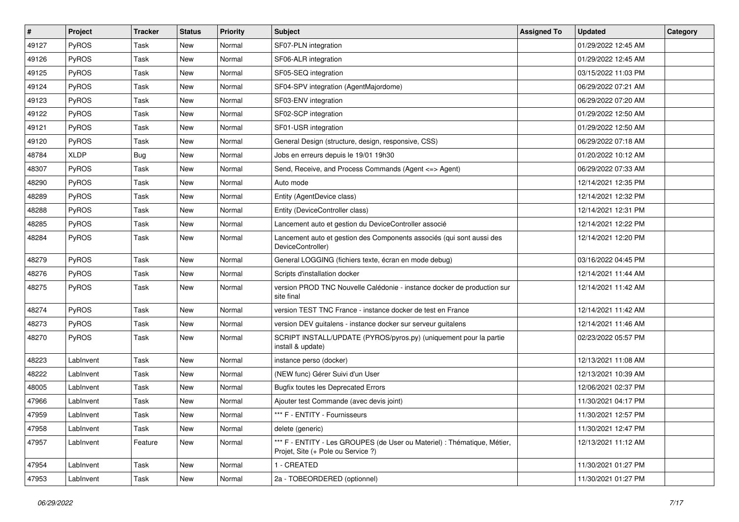| # | Project | Tracker | Status | Priority | Subject | Assigned To | Updated | Category |
|---|---|---|---|---|---|---|---|---|
| 49127 | PyROS | Task | New | Normal | SF07-PLN integration | | 01/29/2022 12:45 AM | |
| 49126 | PyROS | Task | New | Normal | SF06-ALR integration | | 01/29/2022 12:45 AM | |
| 49125 | PyROS | Task | New | Normal | SF05-SEQ integration | | 03/15/2022 11:03 PM | |
| 49124 | PyROS | Task | New | Normal | SF04-SPV integration (AgentMajordome) | | 06/29/2022 07:21 AM | |
| 49123 | PyROS | Task | New | Normal | SF03-ENV integration | | 06/29/2022 07:20 AM | |
| 49122 | PyROS | Task | New | Normal | SF02-SCP integration | | 01/29/2022 12:50 AM | |
| 49121 | PyROS | Task | New | Normal | SF01-USR integration | | 01/29/2022 12:50 AM | |
| 49120 | PyROS | Task | New | Normal | General Design (structure, design, responsive, CSS) | | 06/29/2022 07:18 AM | |
| 48784 | XLDP | Bug | New | Normal | Jobs en erreurs depuis le 19/01 19h30 | | 01/20/2022 10:12 AM | |
| 48307 | PyROS | Task | New | Normal | Send, Receive, and Process Commands (Agent <=> Agent) | | 06/29/2022 07:33 AM | |
| 48290 | PyROS | Task | New | Normal | Auto mode | | 12/14/2021 12:35 PM | |
| 48289 | PyROS | Task | New | Normal | Entity (AgentDevice class) | | 12/14/2021 12:32 PM | |
| 48288 | PyROS | Task | New | Normal | Entity (DeviceController class) | | 12/14/2021 12:31 PM | |
| 48285 | PyROS | Task | New | Normal | Lancement auto et gestion du DeviceController associé | | 12/14/2021 12:22 PM | |
| 48284 | PyROS | Task | New | Normal | Lancement auto et gestion des Components associés (qui sont aussi des DeviceController) | | 12/14/2021 12:20 PM | |
| 48279 | PyROS | Task | New | Normal | General LOGGING (fichiers texte, écran en mode debug) | | 03/16/2022 04:45 PM | |
| 48276 | PyROS | Task | New | Normal | Scripts d'installation docker | | 12/14/2021 11:44 AM | |
| 48275 | PyROS | Task | New | Normal | version PROD TNC Nouvelle Calédonie - instance docker de production sur site final | | 12/14/2021 11:42 AM | |
| 48274 | PyROS | Task | New | Normal | version TEST TNC France - instance docker de test en France | | 12/14/2021 11:42 AM | |
| 48273 | PyROS | Task | New | Normal | version DEV guitalens - instance docker sur serveur guitalens | | 12/14/2021 11:46 AM | |
| 48270 | PyROS | Task | New | Normal | SCRIPT INSTALL/UPDATE (PYROS/pyros.py) (uniquement pour la partie install & update) | | 02/23/2022 05:57 PM | |
| 48223 | LabInvent | Task | New | Normal | instance perso (docker) | | 12/13/2021 11:08 AM | |
| 48222 | LabInvent | Task | New | Normal | (NEW func) Gérer Suivi d'un User | | 12/13/2021 10:39 AM | |
| 48005 | LabInvent | Task | New | Normal | Bugfix toutes les Deprecated Errors | | 12/06/2021 02:37 PM | |
| 47966 | LabInvent | Task | New | Normal | Ajouter test Commande (avec devis joint) | | 11/30/2021 04:17 PM | |
| 47959 | LabInvent | Task | New | Normal | *** F - ENTITY - Fournisseurs | | 11/30/2021 12:57 PM | |
| 47958 | LabInvent | Task | New | Normal | delete (generic) | | 11/30/2021 12:47 PM | |
| 47957 | LabInvent | Feature | New | Normal | *** F - ENTITY - Les GROUPES (de User ou Materiel) : Thématique, Métier, Projet, Site (+ Pole ou Service ?) | | 12/13/2021 11:12 AM | |
| 47954 | LabInvent | Task | New | Normal | 1 - CREATED | | 11/30/2021 01:27 PM | |
| 47953 | LabInvent | Task | New | Normal | 2a - TOBEORDERED (optionnel) | | 11/30/2021 01:27 PM | |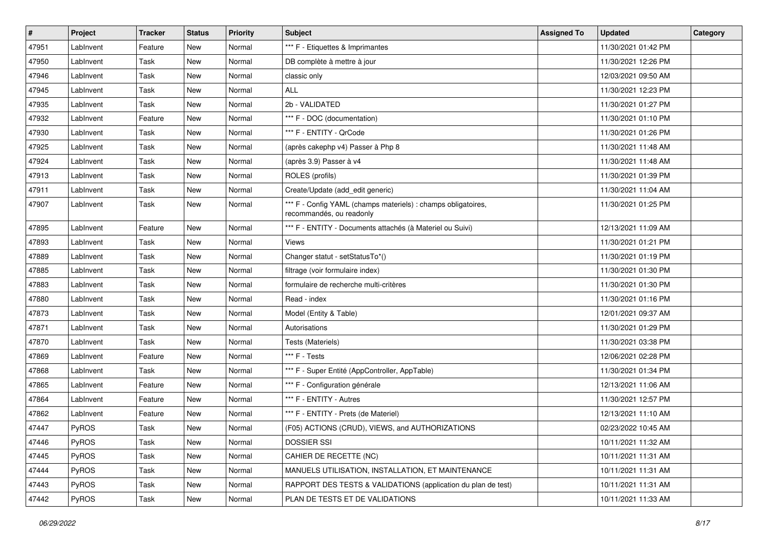| # | Project | Tracker | Status | Priority | Subject | Assigned To | Updated | Category |
|---|---|---|---|---|---|---|---|---|
| 47951 | LabInvent | Feature | New | Normal | *** F - Etiquettes & Imprimantes | | 11/30/2021 01:42 PM | |
| 47950 | LabInvent | Task | New | Normal | DB complète à mettre à jour | | 11/30/2021 12:26 PM | |
| 47946 | LabInvent | Task | New | Normal | classic only | | 12/03/2021 09:50 AM | |
| 47945 | LabInvent | Task | New | Normal | ALL | | 11/30/2021 12:23 PM | |
| 47935 | LabInvent | Task | New | Normal | 2b - VALIDATED | | 11/30/2021 01:27 PM | |
| 47932 | LabInvent | Feature | New | Normal | *** F - DOC (documentation) | | 11/30/2021 01:10 PM | |
| 47930 | LabInvent | Task | New | Normal | *** F - ENTITY - QrCode | | 11/30/2021 01:26 PM | |
| 47925 | LabInvent | Task | New | Normal | (après cakephp v4) Passer à Php 8 | | 11/30/2021 11:48 AM | |
| 47924 | LabInvent | Task | New | Normal | (après 3.9) Passer à v4 | | 11/30/2021 11:48 AM | |
| 47913 | LabInvent | Task | New | Normal | ROLES (profils) | | 11/30/2021 01:39 PM | |
| 47911 | LabInvent | Task | New | Normal | Create/Update (add_edit generic) | | 11/30/2021 11:04 AM | |
| 47907 | LabInvent | Task | New | Normal | *** F - Config YAML (champs materiels) : champs obligatoires, recommandés, ou readonly | | 11/30/2021 01:25 PM | |
| 47895 | LabInvent | Feature | New | Normal | *** F - ENTITY - Documents attachés (à Materiel ou Suivi) | | 12/13/2021 11:09 AM | |
| 47893 | LabInvent | Task | New | Normal | Views | | 11/30/2021 01:21 PM | |
| 47889 | LabInvent | Task | New | Normal | Changer statut - setStatusTo*() | | 11/30/2021 01:19 PM | |
| 47885 | LabInvent | Task | New | Normal | filtrage (voir formulaire index) | | 11/30/2021 01:30 PM | |
| 47883 | LabInvent | Task | New | Normal | formulaire de recherche multi-critères | | 11/30/2021 01:30 PM | |
| 47880 | LabInvent | Task | New | Normal | Read - index | | 11/30/2021 01:16 PM | |
| 47873 | LabInvent | Task | New | Normal | Model (Entity & Table) | | 12/01/2021 09:37 AM | |
| 47871 | LabInvent | Task | New | Normal | Autorisations | | 11/30/2021 01:29 PM | |
| 47870 | LabInvent | Task | New | Normal | Tests (Materiels) | | 11/30/2021 03:38 PM | |
| 47869 | LabInvent | Feature | New | Normal | *** F - Tests | | 12/06/2021 02:28 PM | |
| 47868 | LabInvent | Task | New | Normal | *** F - Super Entité (AppController, AppTable) | | 11/30/2021 01:34 PM | |
| 47865 | LabInvent | Feature | New | Normal | *** F - Configuration générale | | 12/13/2021 11:06 AM | |
| 47864 | LabInvent | Feature | New | Normal | *** F - ENTITY - Autres | | 11/30/2021 12:57 PM | |
| 47862 | LabInvent | Feature | New | Normal | *** F - ENTITY - Prets (de Materiel) | | 12/13/2021 11:10 AM | |
| 47447 | PyROS | Task | New | Normal | (F05) ACTIONS (CRUD), VIEWS, and AUTHORIZATIONS | | 02/23/2022 10:45 AM | |
| 47446 | PyROS | Task | New | Normal | DOSSIER SSI | | 10/11/2021 11:32 AM | |
| 47445 | PyROS | Task | New | Normal | CAHIER DE RECETTE (NC) | | 10/11/2021 11:31 AM | |
| 47444 | PyROS | Task | New | Normal | MANUELS UTILISATION, INSTALLATION, ET MAINTENANCE | | 10/11/2021 11:31 AM | |
| 47443 | PyROS | Task | New | Normal | RAPPORT DES TESTS & VALIDATIONS (application du plan de test) | | 10/11/2021 11:31 AM | |
| 47442 | PyROS | Task | New | Normal | PLAN DE TESTS ET DE VALIDATIONS | | 10/11/2021 11:33 AM | |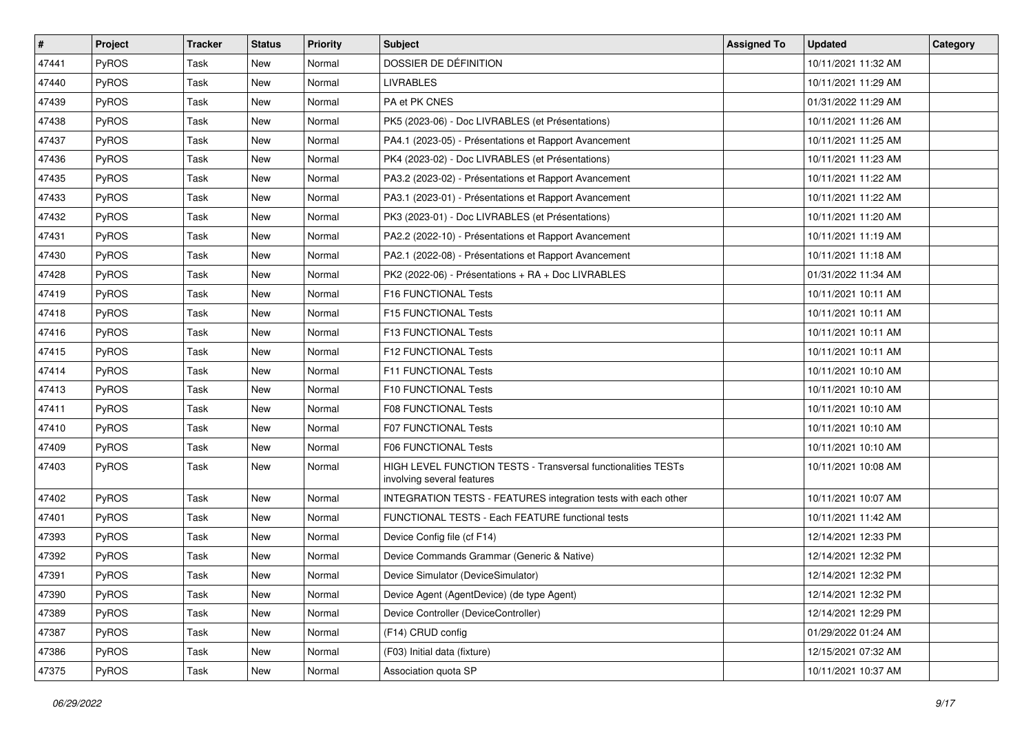| # | Project | Tracker | Status | Priority | Subject | Assigned To | Updated | Category |
|---|---|---|---|---|---|---|---|---|
| 47441 | PyROS | Task | New | Normal | DOSSIER DE DÉFINITION | | 10/11/2021 11:32 AM | |
| 47440 | PyROS | Task | New | Normal | LIVRABLES | | 10/11/2021 11:29 AM | |
| 47439 | PyROS | Task | New | Normal | PA et PK CNES | | 01/31/2022 11:29 AM | |
| 47438 | PyROS | Task | New | Normal | PK5 (2023-06) - Doc LIVRABLES (et Présentations) | | 10/11/2021 11:26 AM | |
| 47437 | PyROS | Task | New | Normal | PA4.1 (2023-05) - Présentations et Rapport Avancement | | 10/11/2021 11:25 AM | |
| 47436 | PyROS | Task | New | Normal | PK4 (2023-02) - Doc LIVRABLES (et Présentations) | | 10/11/2021 11:23 AM | |
| 47435 | PyROS | Task | New | Normal | PA3.2 (2023-02) - Présentations et Rapport Avancement | | 10/11/2021 11:22 AM | |
| 47433 | PyROS | Task | New | Normal | PA3.1 (2023-01) - Présentations et Rapport Avancement | | 10/11/2021 11:22 AM | |
| 47432 | PyROS | Task | New | Normal | PK3 (2023-01) - Doc LIVRABLES (et Présentations) | | 10/11/2021 11:20 AM | |
| 47431 | PyROS | Task | New | Normal | PA2.2 (2022-10) - Présentations et Rapport Avancement | | 10/11/2021 11:19 AM | |
| 47430 | PyROS | Task | New | Normal | PA2.1 (2022-08) - Présentations et Rapport Avancement | | 10/11/2021 11:18 AM | |
| 47428 | PyROS | Task | New | Normal | PK2 (2022-06) - Présentations + RA + Doc LIVRABLES | | 01/31/2022 11:34 AM | |
| 47419 | PyROS | Task | New | Normal | F16 FUNCTIONAL Tests | | 10/11/2021 10:11 AM | |
| 47418 | PyROS | Task | New | Normal | F15 FUNCTIONAL Tests | | 10/11/2021 10:11 AM | |
| 47416 | PyROS | Task | New | Normal | F13 FUNCTIONAL Tests | | 10/11/2021 10:11 AM | |
| 47415 | PyROS | Task | New | Normal | F12 FUNCTIONAL Tests | | 10/11/2021 10:11 AM | |
| 47414 | PyROS | Task | New | Normal | F11 FUNCTIONAL Tests | | 10/11/2021 10:10 AM | |
| 47413 | PyROS | Task | New | Normal | F10 FUNCTIONAL Tests | | 10/11/2021 10:10 AM | |
| 47411 | PyROS | Task | New | Normal | F08 FUNCTIONAL Tests | | 10/11/2021 10:10 AM | |
| 47410 | PyROS | Task | New | Normal | F07 FUNCTIONAL Tests | | 10/11/2021 10:10 AM | |
| 47409 | PyROS | Task | New | Normal | F06 FUNCTIONAL Tests | | 10/11/2021 10:10 AM | |
| 47403 | PyROS | Task | New | Normal | HIGH LEVEL FUNCTION TESTS - Transversal functionalities TESTs involving several features | | 10/11/2021 10:08 AM | |
| 47402 | PyROS | Task | New | Normal | INTEGRATION TESTS - FEATURES integration tests with each other | | 10/11/2021 10:07 AM | |
| 47401 | PyROS | Task | New | Normal | FUNCTIONAL TESTS - Each FEATURE functional tests | | 10/11/2021 11:42 AM | |
| 47393 | PyROS | Task | New | Normal | Device Config file (cf F14) | | 12/14/2021 12:33 PM | |
| 47392 | PyROS | Task | New | Normal | Device Commands Grammar (Generic & Native) | | 12/14/2021 12:32 PM | |
| 47391 | PyROS | Task | New | Normal | Device Simulator (DeviceSimulator) | | 12/14/2021 12:32 PM | |
| 47390 | PyROS | Task | New | Normal | Device Agent (AgentDevice) (de type Agent) | | 12/14/2021 12:32 PM | |
| 47389 | PyROS | Task | New | Normal | Device Controller (DeviceController) | | 12/14/2021 12:29 PM | |
| 47387 | PyROS | Task | New | Normal | (F14) CRUD config | | 01/29/2022 01:24 AM | |
| 47386 | PyROS | Task | New | Normal | (F03) Initial data (fixture) | | 12/15/2021 07:32 AM | |
| 47375 | PyROS | Task | New | Normal | Association quota SP | | 10/11/2021 10:37 AM | |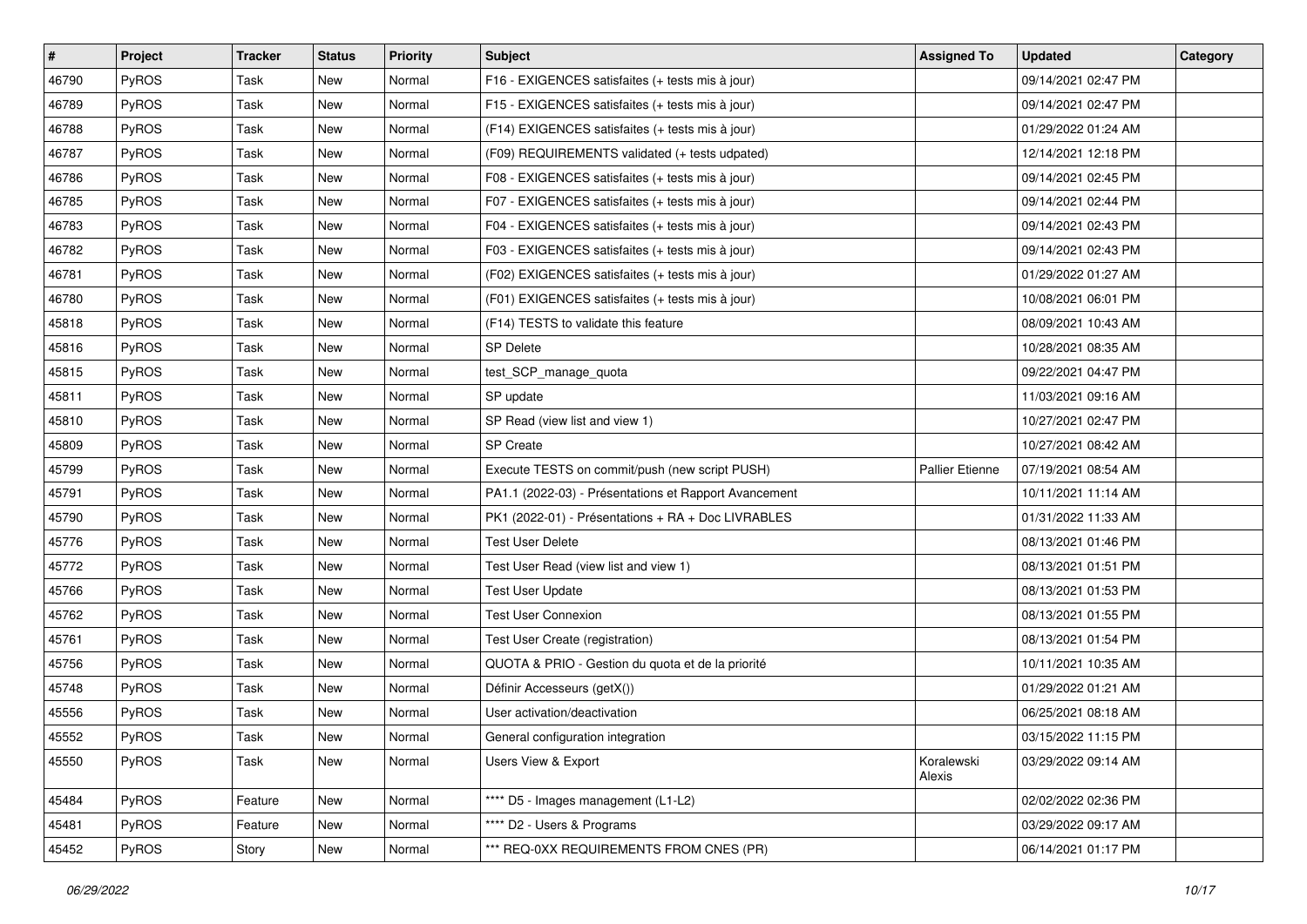| # | Project | Tracker | Status | Priority | Subject | Assigned To | Updated | Category |
|---|---|---|---|---|---|---|---|---|
| 46790 | PyROS | Task | New | Normal | F16 - EXIGENCES satisfaites (+ tests mis à jour) | | 09/14/2021 02:47 PM | |
| 46789 | PyROS | Task | New | Normal | F15 - EXIGENCES satisfaites (+ tests mis à jour) | | 09/14/2021 02:47 PM | |
| 46788 | PyROS | Task | New | Normal | (F14) EXIGENCES satisfaites (+ tests mis à jour) | | 01/29/2022 01:24 AM | |
| 46787 | PyROS | Task | New | Normal | (F09) REQUIREMENTS validated (+ tests udpated) | | 12/14/2021 12:18 PM | |
| 46786 | PyROS | Task | New | Normal | F08 - EXIGENCES satisfaites (+ tests mis à jour) | | 09/14/2021 02:45 PM | |
| 46785 | PyROS | Task | New | Normal | F07 - EXIGENCES satisfaites (+ tests mis à jour) | | 09/14/2021 02:44 PM | |
| 46783 | PyROS | Task | New | Normal | F04 - EXIGENCES satisfaites (+ tests mis à jour) | | 09/14/2021 02:43 PM | |
| 46782 | PyROS | Task | New | Normal | F03 - EXIGENCES satisfaites (+ tests mis à jour) | | 09/14/2021 02:43 PM | |
| 46781 | PyROS | Task | New | Normal | (F02) EXIGENCES satisfaites (+ tests mis à jour) | | 01/29/2022 01:27 AM | |
| 46780 | PyROS | Task | New | Normal | (F01) EXIGENCES satisfaites (+ tests mis à jour) | | 10/08/2021 06:01 PM | |
| 45818 | PyROS | Task | New | Normal | (F14) TESTS to validate this feature | | 08/09/2021 10:43 AM | |
| 45816 | PyROS | Task | New | Normal | SP Delete | | 10/28/2021 08:35 AM | |
| 45815 | PyROS | Task | New | Normal | test_SCP_manage_quota | | 09/22/2021 04:47 PM | |
| 45811 | PyROS | Task | New | Normal | SP update | | 11/03/2021 09:16 AM | |
| 45810 | PyROS | Task | New | Normal | SP Read (view list and view 1) | | 10/27/2021 02:47 PM | |
| 45809 | PyROS | Task | New | Normal | SP Create | | 10/27/2021 08:42 AM | |
| 45799 | PyROS | Task | New | Normal | Execute TESTS on commit/push (new script PUSH) | Pallier Etienne | 07/19/2021 08:54 AM | |
| 45791 | PyROS | Task | New | Normal | PA1.1 (2022-03) - Présentations et Rapport Avancement | | 10/11/2021 11:14 AM | |
| 45790 | PyROS | Task | New | Normal | PK1 (2022-01) - Présentations + RA + Doc LIVRABLES | | 01/31/2022 11:33 AM | |
| 45776 | PyROS | Task | New | Normal | Test User Delete | | 08/13/2021 01:46 PM | |
| 45772 | PyROS | Task | New | Normal | Test User Read (view list and view 1) | | 08/13/2021 01:51 PM | |
| 45766 | PyROS | Task | New | Normal | Test User Update | | 08/13/2021 01:53 PM | |
| 45762 | PyROS | Task | New | Normal | Test User Connexion | | 08/13/2021 01:55 PM | |
| 45761 | PyROS | Task | New | Normal | Test User Create (registration) | | 08/13/2021 01:54 PM | |
| 45756 | PyROS | Task | New | Normal | QUOTA & PRIO - Gestion du quota et de la priorité | | 10/11/2021 10:35 AM | |
| 45748 | PyROS | Task | New | Normal | Définir Accesseurs (getX()) | | 01/29/2022 01:21 AM | |
| 45556 | PyROS | Task | New | Normal | User activation/deactivation | | 06/25/2021 08:18 AM | |
| 45552 | PyROS | Task | New | Normal | General configuration integration | | 03/15/2022 11:15 PM | |
| 45550 | PyROS | Task | New | Normal | Users View & Export | Koralewski Alexis | 03/29/2022 09:14 AM | |
| 45484 | PyROS | Feature | New | Normal | **** D5 - Images management (L1-L2) | | 02/02/2022 02:36 PM | |
| 45481 | PyROS | Feature | New | Normal | **** D2 - Users & Programs | | 03/29/2022 09:17 AM | |
| 45452 | PyROS | Story | New | Normal | *** REQ-0XX REQUIREMENTS FROM CNES (PR) | | 06/14/2021 01:17 PM | |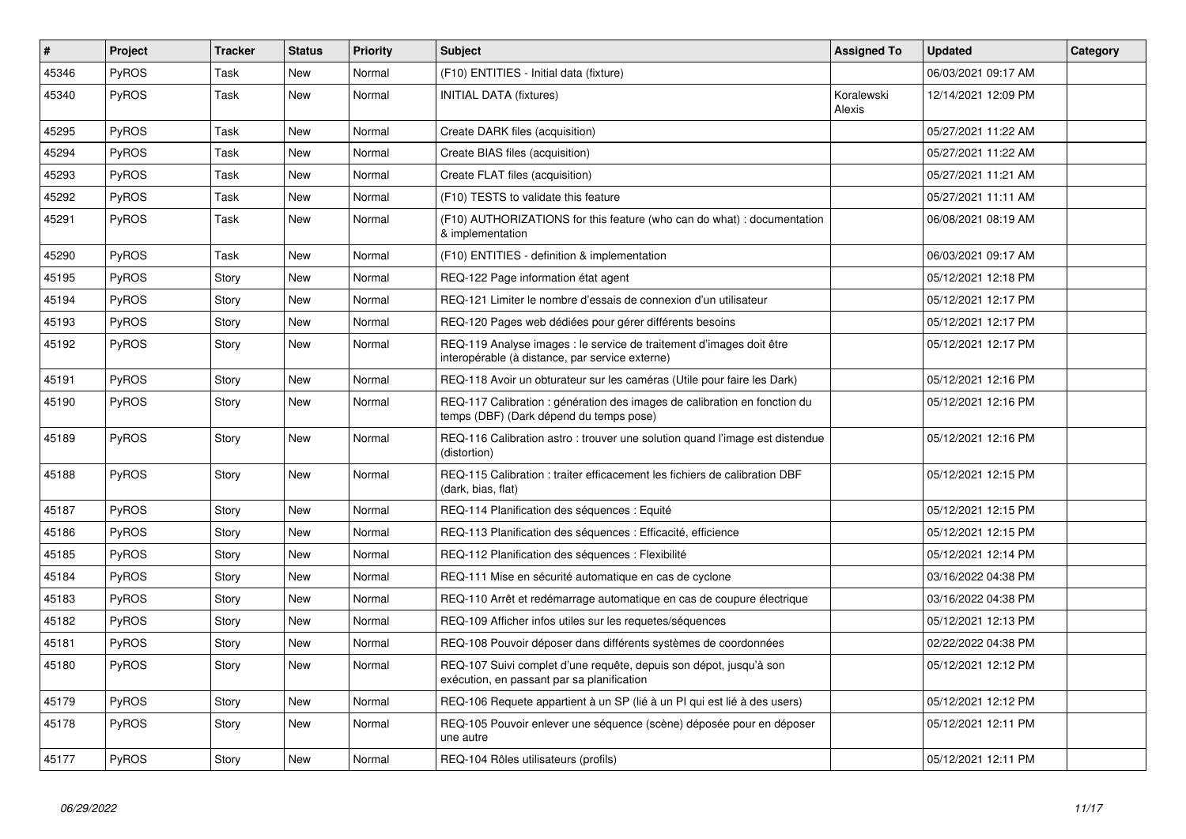| # | Project | Tracker | Status | Priority | Subject | Assigned To | Updated | Category |
|---|---|---|---|---|---|---|---|---|
| 45346 | PyROS | Task | New | Normal | (F10) ENTITIES - Initial data (fixture) | | 06/03/2021 09:17 AM | |
| 45340 | PyROS | Task | New | Normal | INITIAL DATA (fixtures) | Koralewski Alexis | 12/14/2021 12:09 PM | |
| 45295 | PyROS | Task | New | Normal | Create DARK files (acquisition) | | 05/27/2021 11:22 AM | |
| 45294 | PyROS | Task | New | Normal | Create BIAS files (acquisition) | | 05/27/2021 11:22 AM | |
| 45293 | PyROS | Task | New | Normal | Create FLAT files (acquisition) | | 05/27/2021 11:21 AM | |
| 45292 | PyROS | Task | New | Normal | (F10) TESTS to validate this feature | | 05/27/2021 11:11 AM | |
| 45291 | PyROS | Task | New | Normal | (F10) AUTHORIZATIONS for this feature (who can do what) : documentation & implementation | | 06/08/2021 08:19 AM | |
| 45290 | PyROS | Task | New | Normal | (F10) ENTITIES - definition & implementation | | 06/03/2021 09:17 AM | |
| 45195 | PyROS | Story | New | Normal | REQ-122 Page information état agent | | 05/12/2021 12:18 PM | |
| 45194 | PyROS | Story | New | Normal | REQ-121 Limiter le nombre d'essais de connexion d'un utilisateur | | 05/12/2021 12:17 PM | |
| 45193 | PyROS | Story | New | Normal | REQ-120 Pages web dédiées pour gérer différents besoins | | 05/12/2021 12:17 PM | |
| 45192 | PyROS | Story | New | Normal | REQ-119 Analyse images : le service de traitement d'images doit être interopérable (à distance, par service externe) | | 05/12/2021 12:17 PM | |
| 45191 | PyROS | Story | New | Normal | REQ-118 Avoir un obturateur sur les caméras (Utile pour faire les Dark) | | 05/12/2021 12:16 PM | |
| 45190 | PyROS | Story | New | Normal | REQ-117 Calibration : génération des images de calibration en fonction du temps (DBF) (Dark dépend du temps pose) | | 05/12/2021 12:16 PM | |
| 45189 | PyROS | Story | New | Normal | REQ-116 Calibration astro : trouver une solution quand l'image est distendue (distortion) | | 05/12/2021 12:16 PM | |
| 45188 | PyROS | Story | New | Normal | REQ-115 Calibration : traiter efficacement les fichiers de calibration DBF (dark, bias, flat) | | 05/12/2021 12:15 PM | |
| 45187 | PyROS | Story | New | Normal | REQ-114 Planification des séquences : Equité | | 05/12/2021 12:15 PM | |
| 45186 | PyROS | Story | New | Normal | REQ-113 Planification des séquences : Efficacité, efficience | | 05/12/2021 12:15 PM | |
| 45185 | PyROS | Story | New | Normal | REQ-112 Planification des séquences : Flexibilité | | 05/12/2021 12:14 PM | |
| 45184 | PyROS | Story | New | Normal | REQ-111 Mise en sécurité automatique en cas de cyclone | | 03/16/2022 04:38 PM | |
| 45183 | PyROS | Story | New | Normal | REQ-110 Arrêt et redémarrage automatique en cas de coupure électrique | | 03/16/2022 04:38 PM | |
| 45182 | PyROS | Story | New | Normal | REQ-109 Afficher infos utiles sur les requetes/séquences | | 05/12/2021 12:13 PM | |
| 45181 | PyROS | Story | New | Normal | REQ-108 Pouvoir déposer dans différents systèmes de coordonnées | | 02/22/2022 04:38 PM | |
| 45180 | PyROS | Story | New | Normal | REQ-107 Suivi complet d'une requête, depuis son dépot, jusqu'à son exécution, en passant par sa planification | | 05/12/2021 12:12 PM | |
| 45179 | PyROS | Story | New | Normal | REQ-106 Requete appartient à un SP (lié à un PI qui est lié à des users) | | 05/12/2021 12:12 PM | |
| 45178 | PyROS | Story | New | Normal | REQ-105 Pouvoir enlever une séquence (scène) déposée pour en déposer une autre | | 05/12/2021 12:11 PM | |
| 45177 | PyROS | Story | New | Normal | REQ-104 Rôles utilisateurs (profils) | | 05/12/2021 12:11 PM | |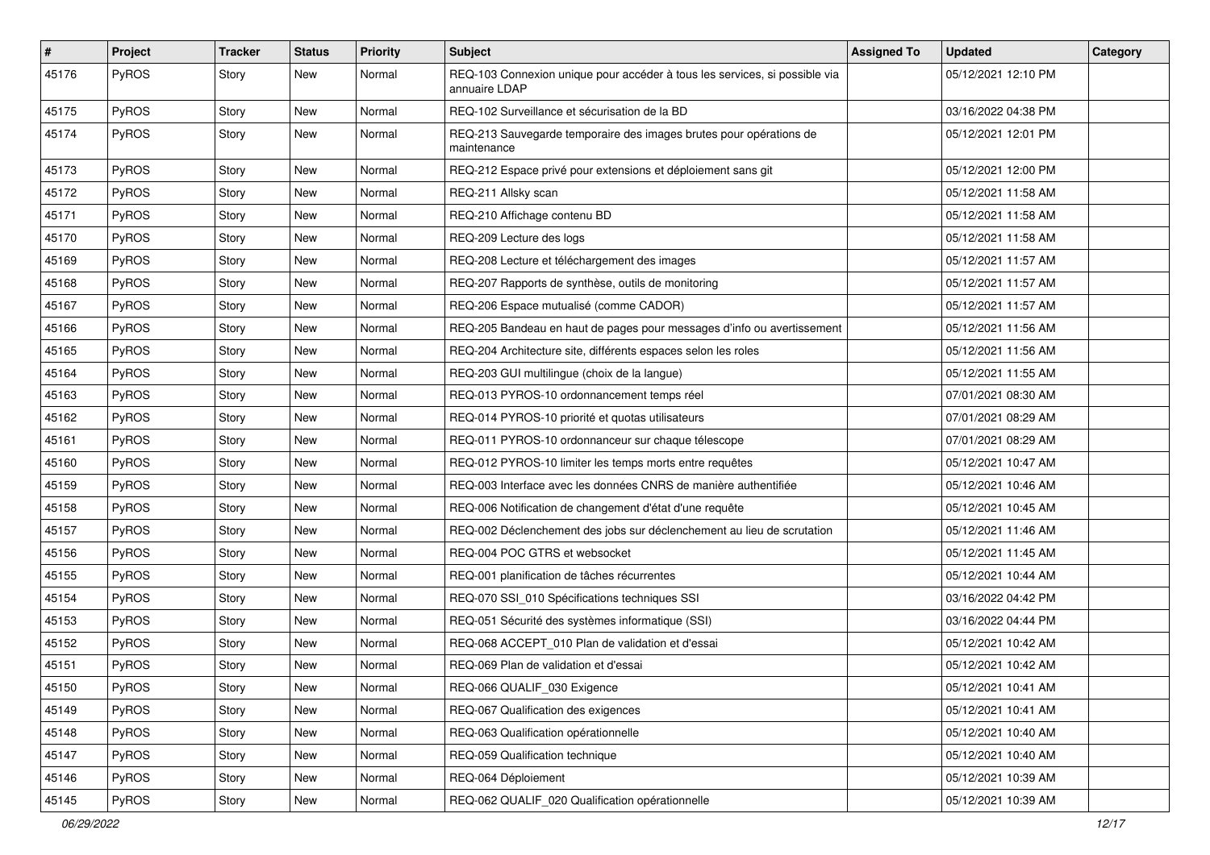| # | Project | Tracker | Status | Priority | Subject | Assigned To | Updated | Category |
|---|---|---|---|---|---|---|---|---|
| 45176 | PyROS | Story | New | Normal | REQ-103 Connexion unique pour accéder à tous les services, si possible via annuaire LDAP | | 05/12/2021 12:10 PM | |
| 45175 | PyROS | Story | New | Normal | REQ-102 Surveillance et sécurisation de la BD | | 03/16/2022 04:38 PM | |
| 45174 | PyROS | Story | New | Normal | REQ-213 Sauvegarde temporaire des images brutes pour opérations de maintenance | | 05/12/2021 12:01 PM | |
| 45173 | PyROS | Story | New | Normal | REQ-212 Espace privé pour extensions et déploiement sans git | | 05/12/2021 12:00 PM | |
| 45172 | PyROS | Story | New | Normal | REQ-211 Allsky scan | | 05/12/2021 11:58 AM | |
| 45171 | PyROS | Story | New | Normal | REQ-210 Affichage contenu BD | | 05/12/2021 11:58 AM | |
| 45170 | PyROS | Story | New | Normal | REQ-209 Lecture des logs | | 05/12/2021 11:58 AM | |
| 45169 | PyROS | Story | New | Normal | REQ-208 Lecture et téléchargement des images | | 05/12/2021 11:57 AM | |
| 45168 | PyROS | Story | New | Normal | REQ-207 Rapports de synthèse, outils de monitoring | | 05/12/2021 11:57 AM | |
| 45167 | PyROS | Story | New | Normal | REQ-206 Espace mutualisé (comme CADOR) | | 05/12/2021 11:57 AM | |
| 45166 | PyROS | Story | New | Normal | REQ-205 Bandeau en haut de pages pour messages d'info ou avertissement | | 05/12/2021 11:56 AM | |
| 45165 | PyROS | Story | New | Normal | REQ-204 Architecture site, différents espaces selon les roles | | 05/12/2021 11:56 AM | |
| 45164 | PyROS | Story | New | Normal | REQ-203 GUI multilingue (choix de la langue) | | 05/12/2021 11:55 AM | |
| 45163 | PyROS | Story | New | Normal | REQ-013 PYROS-10 ordonnancement temps réel | | 07/01/2021 08:30 AM | |
| 45162 | PyROS | Story | New | Normal | REQ-014 PYROS-10 priorité et quotas utilisateurs | | 07/01/2021 08:29 AM | |
| 45161 | PyROS | Story | New | Normal | REQ-011 PYROS-10 ordonnanceur sur chaque télescope | | 07/01/2021 08:29 AM | |
| 45160 | PyROS | Story | New | Normal | REQ-012 PYROS-10 limiter les temps morts entre requêtes | | 05/12/2021 10:47 AM | |
| 45159 | PyROS | Story | New | Normal | REQ-003 Interface avec les données CNRS de manière authentifiée | | 05/12/2021 10:46 AM | |
| 45158 | PyROS | Story | New | Normal | REQ-006 Notification de changement d'état d'une requête | | 05/12/2021 10:45 AM | |
| 45157 | PyROS | Story | New | Normal | REQ-002 Déclenchement des jobs sur déclenchement au lieu de scrutation | | 05/12/2021 11:46 AM | |
| 45156 | PyROS | Story | New | Normal | REQ-004 POC GTRS et websocket | | 05/12/2021 11:45 AM | |
| 45155 | PyROS | Story | New | Normal | REQ-001 planification de tâches récurrentes | | 05/12/2021 10:44 AM | |
| 45154 | PyROS | Story | New | Normal | REQ-070 SSI_010 Spécifications techniques SSI | | 03/16/2022 04:42 PM | |
| 45153 | PyROS | Story | New | Normal | REQ-051 Sécurité des systèmes informatique (SSI) | | 03/16/2022 04:44 PM | |
| 45152 | PyROS | Story | New | Normal | REQ-068 ACCEPT_010 Plan de validation et d'essai | | 05/12/2021 10:42 AM | |
| 45151 | PyROS | Story | New | Normal | REQ-069 Plan de validation et d'essai | | 05/12/2021 10:42 AM | |
| 45150 | PyROS | Story | New | Normal | REQ-066 QUALIF_030 Exigence | | 05/12/2021 10:41 AM | |
| 45149 | PyROS | Story | New | Normal | REQ-067 Qualification des exigences | | 05/12/2021 10:41 AM | |
| 45148 | PyROS | Story | New | Normal | REQ-063 Qualification opérationnelle | | 05/12/2021 10:40 AM | |
| 45147 | PyROS | Story | New | Normal | REQ-059 Qualification technique | | 05/12/2021 10:40 AM | |
| 45146 | PyROS | Story | New | Normal | REQ-064 Déploiement | | 05/12/2021 10:39 AM | |
| 45145 | PyROS | Story | New | Normal | REQ-062 QUALIF_020 Qualification opérationnelle | | 05/12/2021 10:39 AM | |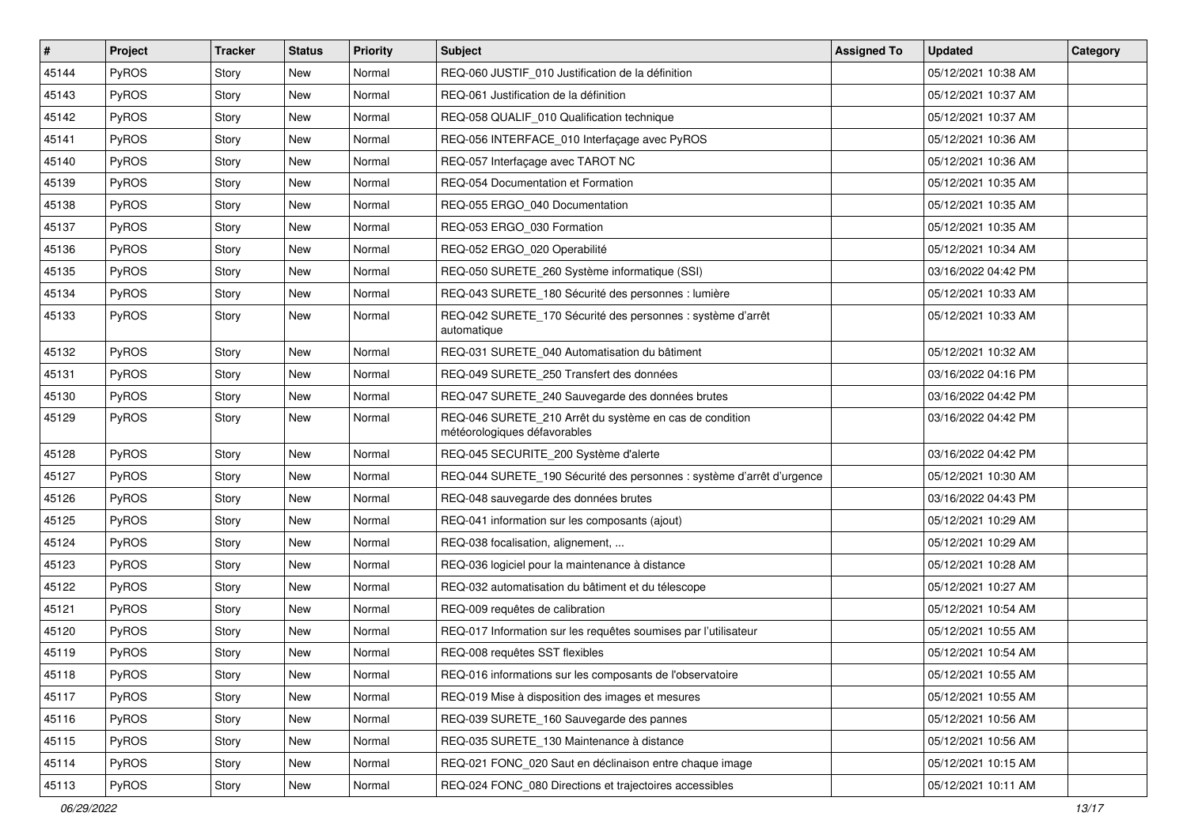| # | Project | Tracker | Status | Priority | Subject | Assigned To | Updated | Category |
|---|---|---|---|---|---|---|---|---|
| 45144 | PyROS | Story | New | Normal | REQ-060 JUSTIF_010 Justification de la définition | | 05/12/2021 10:38 AM | |
| 45143 | PyROS | Story | New | Normal | REQ-061 Justification de la définition | | 05/12/2021 10:37 AM | |
| 45142 | PyROS | Story | New | Normal | REQ-058 QUALIF_010 Qualification technique | | 05/12/2021 10:37 AM | |
| 45141 | PyROS | Story | New | Normal | REQ-056 INTERFACE_010 Interfaçage avec PyROS | | 05/12/2021 10:36 AM | |
| 45140 | PyROS | Story | New | Normal | REQ-057 Interfaçage avec TAROT NC | | 05/12/2021 10:36 AM | |
| 45139 | PyROS | Story | New | Normal | REQ-054 Documentation et Formation | | 05/12/2021 10:35 AM | |
| 45138 | PyROS | Story | New | Normal | REQ-055 ERGO_040 Documentation | | 05/12/2021 10:35 AM | |
| 45137 | PyROS | Story | New | Normal | REQ-053 ERGO_030 Formation | | 05/12/2021 10:35 AM | |
| 45136 | PyROS | Story | New | Normal | REQ-052 ERGO_020 Operabilité | | 05/12/2021 10:34 AM | |
| 45135 | PyROS | Story | New | Normal | REQ-050 SURETE_260 Système informatique (SSI) | | 03/16/2022 04:42 PM | |
| 45134 | PyROS | Story | New | Normal | REQ-043 SURETE_180 Sécurité des personnes : lumière | | 05/12/2021 10:33 AM | |
| 45133 | PyROS | Story | New | Normal | REQ-042 SURETE_170 Sécurité des personnes : système d'arrêt automatique | | 05/12/2021 10:33 AM | |
| 45132 | PyROS | Story | New | Normal | REQ-031 SURETE_040 Automatisation du bâtiment | | 05/12/2021 10:32 AM | |
| 45131 | PyROS | Story | New | Normal | REQ-049 SURETE_250 Transfert des données | | 03/16/2022 04:16 PM | |
| 45130 | PyROS | Story | New | Normal | REQ-047 SURETE_240 Sauvegarde des données brutes | | 03/16/2022 04:42 PM | |
| 45129 | PyROS | Story | New | Normal | REQ-046 SURETE_210 Arrêt du système en cas de condition météorologiques défavorables | | 03/16/2022 04:42 PM | |
| 45128 | PyROS | Story | New | Normal | REQ-045 SECURITE_200 Système d'alerte | | 03/16/2022 04:42 PM | |
| 45127 | PyROS | Story | New | Normal | REQ-044 SURETE_190 Sécurité des personnes : système d'arrêt d'urgence | | 05/12/2021 10:30 AM | |
| 45126 | PyROS | Story | New | Normal | REQ-048 sauvegarde des données brutes | | 03/16/2022 04:43 PM | |
| 45125 | PyROS | Story | New | Normal | REQ-041 information sur les composants (ajout) | | 05/12/2021 10:29 AM | |
| 45124 | PyROS | Story | New | Normal | REQ-038 focalisation, alignement, ... | | 05/12/2021 10:29 AM | |
| 45123 | PyROS | Story | New | Normal | REQ-036 logiciel pour la maintenance à distance | | 05/12/2021 10:28 AM | |
| 45122 | PyROS | Story | New | Normal | REQ-032 automatisation du bâtiment et du télescope | | 05/12/2021 10:27 AM | |
| 45121 | PyROS | Story | New | Normal | REQ-009 requêtes de calibration | | 05/12/2021 10:54 AM | |
| 45120 | PyROS | Story | New | Normal | REQ-017 Information sur les requêtes soumises par l'utilisateur | | 05/12/2021 10:55 AM | |
| 45119 | PyROS | Story | New | Normal | REQ-008 requêtes SST flexibles | | 05/12/2021 10:54 AM | |
| 45118 | PyROS | Story | New | Normal | REQ-016 informations sur les composants de l'observatoire | | 05/12/2021 10:55 AM | |
| 45117 | PyROS | Story | New | Normal | REQ-019 Mise à disposition des images et mesures | | 05/12/2021 10:55 AM | |
| 45116 | PyROS | Story | New | Normal | REQ-039 SURETE_160 Sauvegarde des pannes | | 05/12/2021 10:56 AM | |
| 45115 | PyROS | Story | New | Normal | REQ-035 SURETE_130 Maintenance à distance | | 05/12/2021 10:56 AM | |
| 45114 | PyROS | Story | New | Normal | REQ-021 FONC_020 Saut en déclinaison entre chaque image | | 05/12/2021 10:15 AM | |
| 45113 | PyROS | Story | New | Normal | REQ-024 FONC_080 Directions et trajectoires accessibles | | 05/12/2021 10:11 AM | |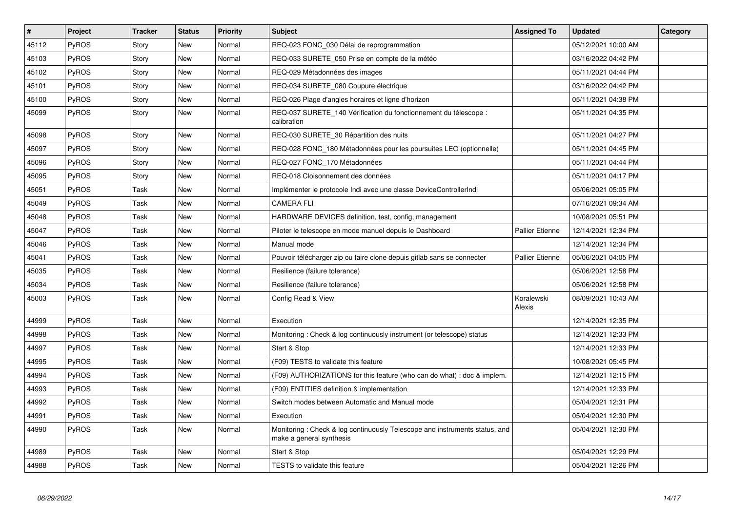| # | Project | Tracker | Status | Priority | Subject | Assigned To | Updated | Category |
|---|---|---|---|---|---|---|---|---|
| 45112 | PyROS | Story | New | Normal | REQ-023 FONC_030 Délai de reprogrammation | | 05/12/2021 10:00 AM | |
| 45103 | PyROS | Story | New | Normal | REQ-033 SURETE_050 Prise en compte de la météo | | 03/16/2022 04:42 PM | |
| 45102 | PyROS | Story | New | Normal | REQ-029 Métadonnées des images | | 05/11/2021 04:44 PM | |
| 45101 | PyROS | Story | New | Normal | REQ-034 SURETE_080 Coupure électrique | | 03/16/2022 04:42 PM | |
| 45100 | PyROS | Story | New | Normal | REQ-026 Plage d'angles horaires et ligne d'horizon | | 05/11/2021 04:38 PM | |
| 45099 | PyROS | Story | New | Normal | REQ-037 SURETE_140 Vérification du fonctionnement du télescope : calibration | | 05/11/2021 04:35 PM | |
| 45098 | PyROS | Story | New | Normal | REQ-030 SURETE_30 Répartition des nuits | | 05/11/2021 04:27 PM | |
| 45097 | PyROS | Story | New | Normal | REQ-028 FONC_180 Métadonnées pour les poursuites LEO (optionnelle) | | 05/11/2021 04:45 PM | |
| 45096 | PyROS | Story | New | Normal | REQ-027 FONC_170 Métadonnées | | 05/11/2021 04:44 PM | |
| 45095 | PyROS | Story | New | Normal | REQ-018 Cloisonnement des données | | 05/11/2021 04:17 PM | |
| 45051 | PyROS | Task | New | Normal | Implémenter le protocole Indi avec une classe DeviceControllerIndi | | 05/06/2021 05:05 PM | |
| 45049 | PyROS | Task | New | Normal | CAMERA FLI | | 07/16/2021 09:34 AM | |
| 45048 | PyROS | Task | New | Normal | HARDWARE DEVICES definition, test, config, management | | 10/08/2021 05:51 PM | |
| 45047 | PyROS | Task | New | Normal | Piloter le telescope en mode manuel depuis le Dashboard | Pallier Etienne | 12/14/2021 12:34 PM | |
| 45046 | PyROS | Task | New | Normal | Manual mode | | 12/14/2021 12:34 PM | |
| 45041 | PyROS | Task | New | Normal | Pouvoir télécharger zip ou faire clone depuis gitlab sans se connecter | Pallier Etienne | 05/06/2021 04:05 PM | |
| 45035 | PyROS | Task | New | Normal | Resilience (failure tolerance) | | 05/06/2021 12:58 PM | |
| 45034 | PyROS | Task | New | Normal | Resilience (failure tolerance) | | 05/06/2021 12:58 PM | |
| 45003 | PyROS | Task | New | Normal | Config Read & View | Koralewski Alexis | 08/09/2021 10:43 AM | |
| 44999 | PyROS | Task | New | Normal | Execution | | 12/14/2021 12:35 PM | |
| 44998 | PyROS | Task | New | Normal | Monitoring : Check & log continuously instrument (or telescope) status | | 12/14/2021 12:33 PM | |
| 44997 | PyROS | Task | New | Normal | Start & Stop | | 12/14/2021 12:33 PM | |
| 44995 | PyROS | Task | New | Normal | (F09) TESTS to validate this feature | | 10/08/2021 05:45 PM | |
| 44994 | PyROS | Task | New | Normal | (F09) AUTHORIZATIONS for this feature (who can do what) : doc & implem. | | 12/14/2021 12:15 PM | |
| 44993 | PyROS | Task | New | Normal | (F09) ENTITIES definition & implementation | | 12/14/2021 12:33 PM | |
| 44992 | PyROS | Task | New | Normal | Switch modes between Automatic and Manual mode | | 05/04/2021 12:31 PM | |
| 44991 | PyROS | Task | New | Normal | Execution | | 05/04/2021 12:30 PM | |
| 44990 | PyROS | Task | New | Normal | Monitoring : Check & log continuously Telescope and instruments status, and make a general synthesis | | 05/04/2021 12:30 PM | |
| 44989 | PyROS | Task | New | Normal | Start & Stop | | 05/04/2021 12:29 PM | |
| 44988 | PyROS | Task | New | Normal | TESTS to validate this feature | | 05/04/2021 12:26 PM | |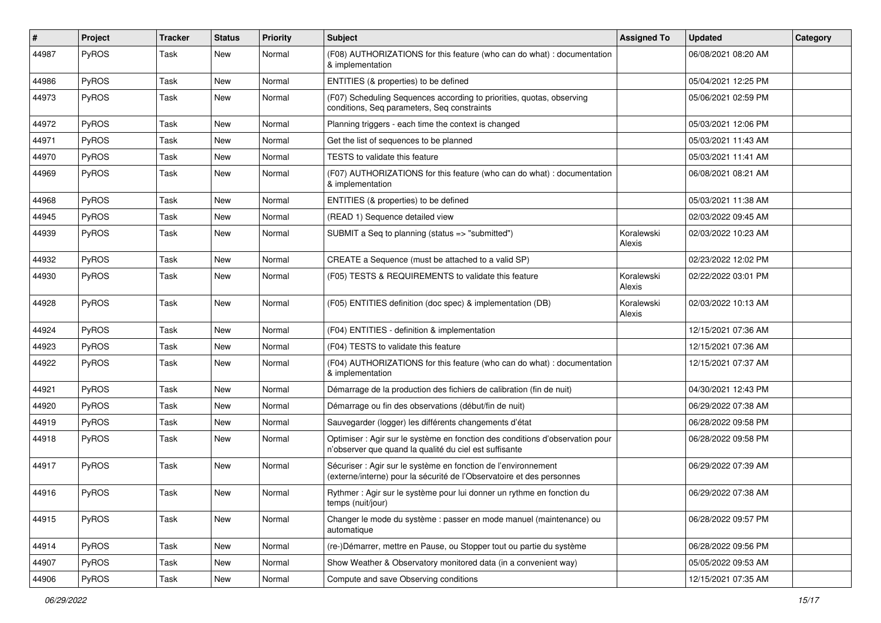| # | Project | Tracker | Status | Priority | Subject | Assigned To | Updated | Category |
|---|---|---|---|---|---|---|---|---|
| 44987 | PyROS | Task | New | Normal | (F08) AUTHORIZATIONS for this feature (who can do what) : documentation & implementation | | 06/08/2021 08:20 AM | |
| 44986 | PyROS | Task | New | Normal | ENTITIES (& properties) to be defined | | 05/04/2021 12:25 PM | |
| 44973 | PyROS | Task | New | Normal | (F07) Scheduling Sequences according to priorities, quotas, observing conditions, Seq parameters, Seq constraints | | 05/06/2021 02:59 PM | |
| 44972 | PyROS | Task | New | Normal | Planning triggers - each time the context is changed | | 05/03/2021 12:06 PM | |
| 44971 | PyROS | Task | New | Normal | Get the list of sequences to be planned | | 05/03/2021 11:43 AM | |
| 44970 | PyROS | Task | New | Normal | TESTS to validate this feature | | 05/03/2021 11:41 AM | |
| 44969 | PyROS | Task | New | Normal | (F07) AUTHORIZATIONS for this feature (who can do what) : documentation & implementation | | 06/08/2021 08:21 AM | |
| 44968 | PyROS | Task | New | Normal | ENTITIES (& properties) to be defined | | 05/03/2021 11:38 AM | |
| 44945 | PyROS | Task | New | Normal | (READ 1) Sequence detailed view | | 02/03/2022 09:45 AM | |
| 44939 | PyROS | Task | New | Normal | SUBMIT a Seq to planning (status => "submitted") | Koralewski Alexis | 02/03/2022 10:23 AM | |
| 44932 | PyROS | Task | New | Normal | CREATE a Sequence (must be attached to a valid SP) | | 02/23/2022 12:02 PM | |
| 44930 | PyROS | Task | New | Normal | (F05) TESTS & REQUIREMENTS to validate this feature | Koralewski Alexis | 02/22/2022 03:01 PM | |
| 44928 | PyROS | Task | New | Normal | (F05) ENTITIES definition (doc spec) & implementation (DB) | Koralewski Alexis | 02/03/2022 10:13 AM | |
| 44924 | PyROS | Task | New | Normal | (F04) ENTITIES - definition & implementation | | 12/15/2021 07:36 AM | |
| 44923 | PyROS | Task | New | Normal | (F04) TESTS to validate this feature | | 12/15/2021 07:36 AM | |
| 44922 | PyROS | Task | New | Normal | (F04) AUTHORIZATIONS for this feature (who can do what) : documentation & implementation | | 12/15/2021 07:37 AM | |
| 44921 | PyROS | Task | New | Normal | Démarrage de la production des fichiers de calibration (fin de nuit) | | 04/30/2021 12:43 PM | |
| 44920 | PyROS | Task | New | Normal | Démarrage ou fin des observations (début/fin de nuit) | | 06/29/2022 07:38 AM | |
| 44919 | PyROS | Task | New | Normal | Sauvegarder (logger) les différents changements d'état | | 06/28/2022 09:58 PM | |
| 44918 | PyROS | Task | New | Normal | Optimiser : Agir sur le système en fonction des conditions d'observation pour n'observer que quand la qualité du ciel est suffisante | | 06/28/2022 09:58 PM | |
| 44917 | PyROS | Task | New | Normal | Sécuriser : Agir sur le système en fonction de l'environnement (externe/interne) pour la sécurité de l'Observatoire et des personnes | | 06/29/2022 07:39 AM | |
| 44916 | PyROS | Task | New | Normal | Rythmer : Agir sur le système pour lui donner un rythme en fonction du temps (nuit/jour) | | 06/29/2022 07:38 AM | |
| 44915 | PyROS | Task | New | Normal | Changer le mode du système : passer en mode manuel (maintenance) ou automatique | | 06/28/2022 09:57 PM | |
| 44914 | PyROS | Task | New | Normal | (re-)Démarrer, mettre en Pause, ou Stopper tout ou partie du système | | 06/28/2022 09:56 PM | |
| 44907 | PyROS | Task | New | Normal | Show Weather & Observatory monitored data (in a convenient way) | | 05/05/2022 09:53 AM | |
| 44906 | PyROS | Task | New | Normal | Compute and save Observing conditions | | 12/15/2021 07:35 AM | |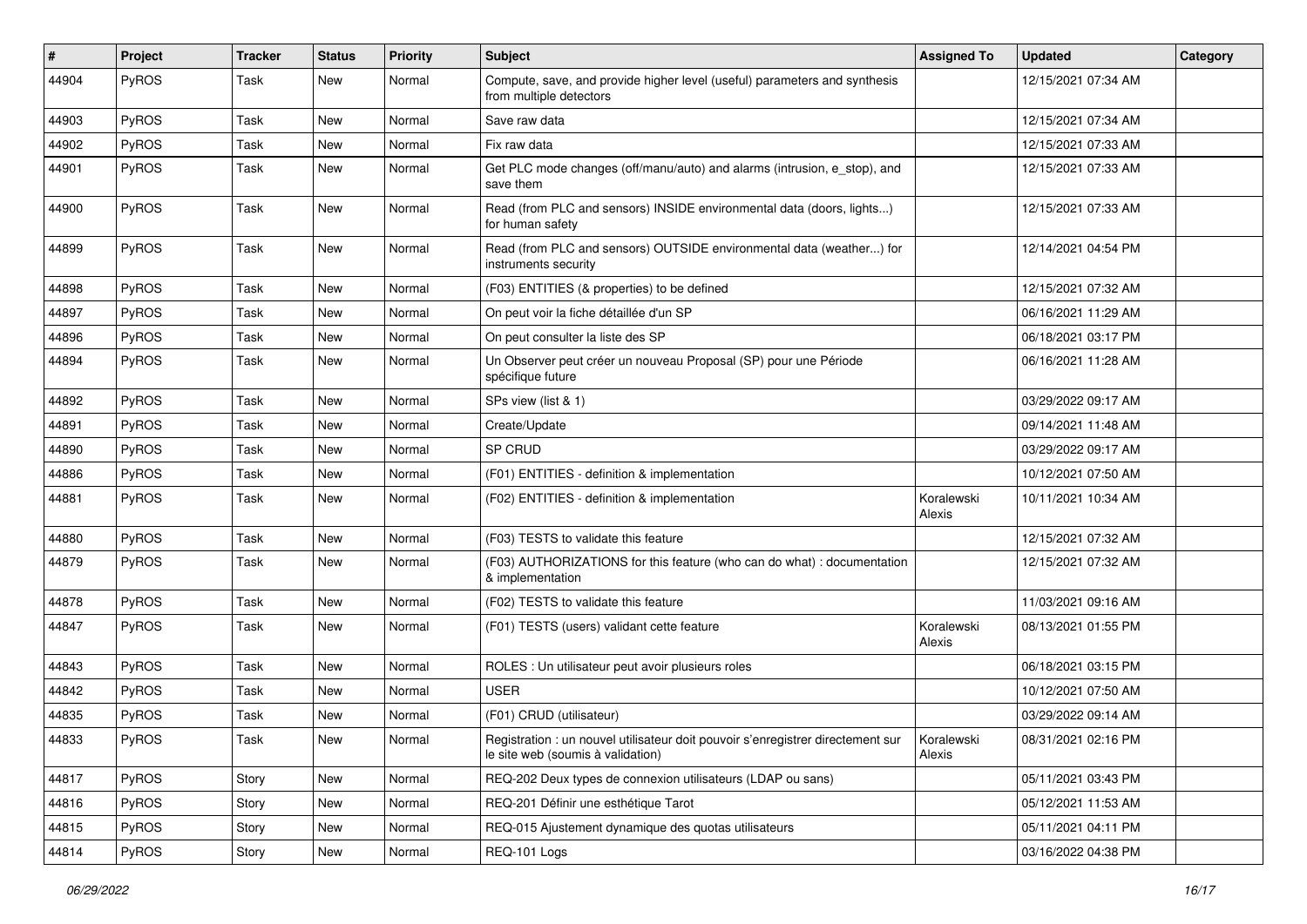| # | Project | Tracker | Status | Priority | Subject | Assigned To | Updated | Category |
|---|---|---|---|---|---|---|---|---|
| 44904 | PyROS | Task | New | Normal | Compute, save, and provide higher level (useful) parameters and synthesis from multiple detectors | | 12/15/2021 07:34 AM | |
| 44903 | PyROS | Task | New | Normal | Save raw data | | 12/15/2021 07:34 AM | |
| 44902 | PyROS | Task | New | Normal | Fix raw data | | 12/15/2021 07:33 AM | |
| 44901 | PyROS | Task | New | Normal | Get PLC mode changes (off/manu/auto) and alarms (intrusion, e_stop), and save them | | 12/15/2021 07:33 AM | |
| 44900 | PyROS | Task | New | Normal | Read (from PLC and sensors) INSIDE environmental data (doors, lights...) for human safety | | 12/15/2021 07:33 AM | |
| 44899 | PyROS | Task | New | Normal | Read (from PLC and sensors) OUTSIDE environmental data (weather...) for instruments security | | 12/14/2021 04:54 PM | |
| 44898 | PyROS | Task | New | Normal | (F03) ENTITIES (& properties) to be defined | | 12/15/2021 07:32 AM | |
| 44897 | PyROS | Task | New | Normal | On peut voir la fiche détaillée d'un SP | | 06/16/2021 11:29 AM | |
| 44896 | PyROS | Task | New | Normal | On peut consulter la liste des SP | | 06/18/2021 03:17 PM | |
| 44894 | PyROS | Task | New | Normal | Un Observer peut créer un nouveau Proposal (SP) pour une Période spécifique future | | 06/16/2021 11:28 AM | |
| 44892 | PyROS | Task | New | Normal | SPs view (list & 1) | | 03/29/2022 09:17 AM | |
| 44891 | PyROS | Task | New | Normal | Create/Update | | 09/14/2021 11:48 AM | |
| 44890 | PyROS | Task | New | Normal | SP CRUD | | 03/29/2022 09:17 AM | |
| 44886 | PyROS | Task | New | Normal | (F01) ENTITIES - definition & implementation | | 10/12/2021 07:50 AM | |
| 44881 | PyROS | Task | New | Normal | (F02) ENTITIES - definition & implementation | Koralewski Alexis | 10/11/2021 10:34 AM | |
| 44880 | PyROS | Task | New | Normal | (F03) TESTS to validate this feature | | 12/15/2021 07:32 AM | |
| 44879 | PyROS | Task | New | Normal | (F03) AUTHORIZATIONS for this feature (who can do what) : documentation & implementation | | 12/15/2021 07:32 AM | |
| 44878 | PyROS | Task | New | Normal | (F02) TESTS to validate this feature | | 11/03/2021 09:16 AM | |
| 44847 | PyROS | Task | New | Normal | (F01) TESTS (users) validant cette feature | Koralewski Alexis | 08/13/2021 01:55 PM | |
| 44843 | PyROS | Task | New | Normal | ROLES : Un utilisateur peut avoir plusieurs roles | | 06/18/2021 03:15 PM | |
| 44842 | PyROS | Task | New | Normal | USER | | 10/12/2021 07:50 AM | |
| 44835 | PyROS | Task | New | Normal | (F01) CRUD (utilisateur) | | 03/29/2022 09:14 AM | |
| 44833 | PyROS | Task | New | Normal | Registration : un nouvel utilisateur doit pouvoir s'enregistrer directement sur le site web (soumis à validation) | Koralewski Alexis | 08/31/2021 02:16 PM | |
| 44817 | PyROS | Story | New | Normal | REQ-202 Deux types de connexion utilisateurs (LDAP ou sans) | | 05/11/2021 03:43 PM | |
| 44816 | PyROS | Story | New | Normal | REQ-201 Définir une esthétique Tarot | | 05/12/2021 11:53 AM | |
| 44815 | PyROS | Story | New | Normal | REQ-015 Ajustement dynamique des quotas utilisateurs | | 05/11/2021 04:11 PM | |
| 44814 | PyROS | Story | New | Normal | REQ-101 Logs | | 03/16/2022 04:38 PM | |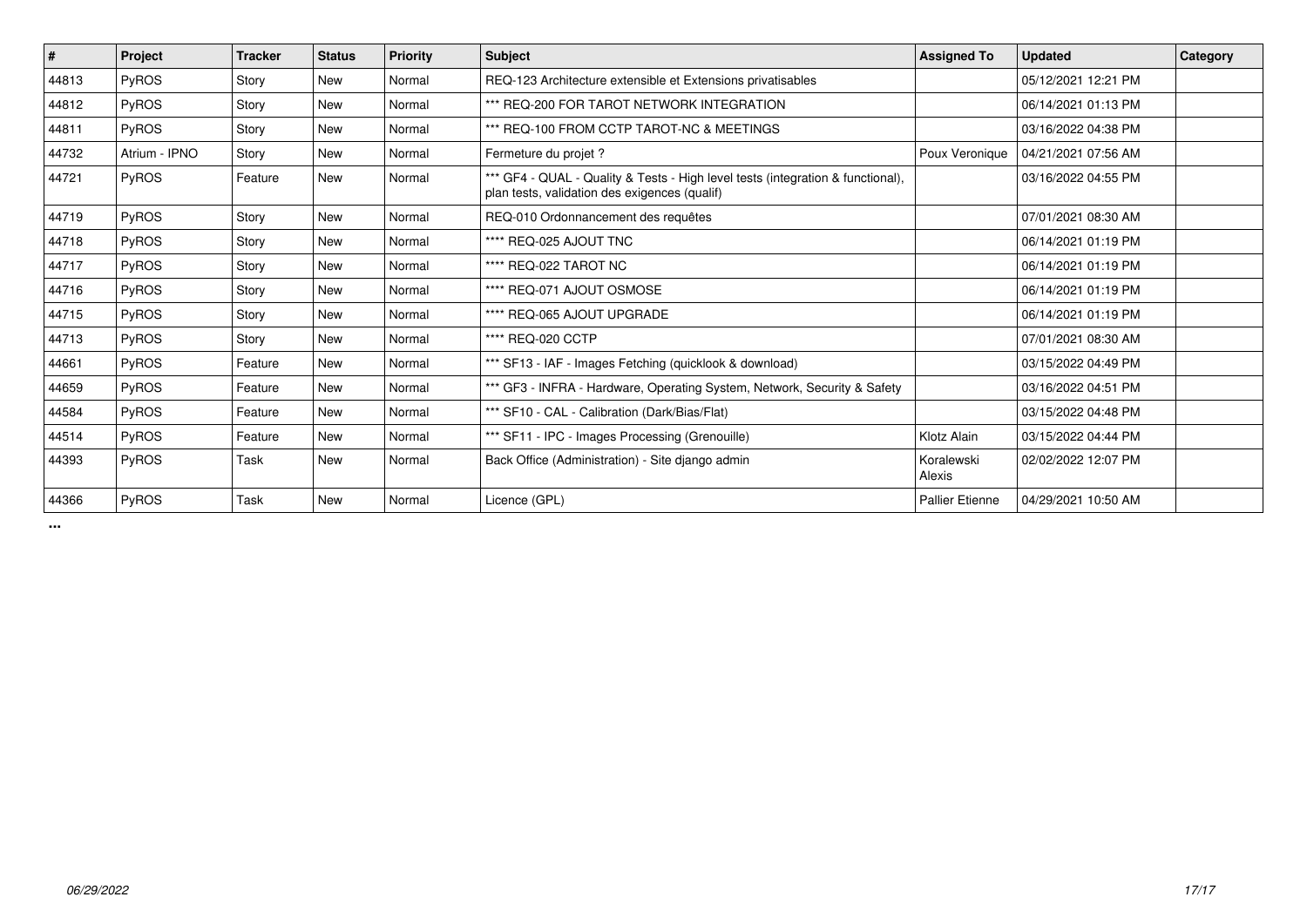| # | Project | Tracker | Status | Priority | Subject | Assigned To | Updated | Category |
|---|---|---|---|---|---|---|---|---|
| 44813 | PyROS | Story | New | Normal | REQ-123 Architecture extensible et Extensions privatisables | | 05/12/2021 12:21 PM | |
| 44812 | PyROS | Story | New | Normal | *** REQ-200 FOR TAROT NETWORK INTEGRATION | | 06/14/2021 01:13 PM | |
| 44811 | PyROS | Story | New | Normal | *** REQ-100 FROM CCTP TAROT-NC & MEETINGS | | 03/16/2022 04:38 PM | |
| 44732 | Atrium - IPNO | Story | New | Normal | Fermeture du projet ? | Poux Veronique | 04/21/2021 07:56 AM | |
| 44721 | PyROS | Feature | New | Normal | *** GF4 - QUAL - Quality & Tests - High level tests (integration & functional), plan tests, validation des exigences (qualif) | | 03/16/2022 04:55 PM | |
| 44719 | PyROS | Story | New | Normal | REQ-010 Ordonnancement des requêtes | | 07/01/2021 08:30 AM | |
| 44718 | PyROS | Story | New | Normal | **** REQ-025 AJOUT TNC | | 06/14/2021 01:19 PM | |
| 44717 | PyROS | Story | New | Normal | **** REQ-022 TAROT NC | | 06/14/2021 01:19 PM | |
| 44716 | PyROS | Story | New | Normal | **** REQ-071 AJOUT OSMOSE | | 06/14/2021 01:19 PM | |
| 44715 | PyROS | Story | New | Normal | **** REQ-065 AJOUT UPGRADE | | 06/14/2021 01:19 PM | |
| 44713 | PyROS | Story | New | Normal | **** REQ-020 CCTP | | 07/01/2021 08:30 AM | |
| 44661 | PyROS | Feature | New | Normal | *** SF13 - IAF - Images Fetching (quicklook & download) | | 03/15/2022 04:49 PM | |
| 44659 | PyROS | Feature | New | Normal | *** GF3 - INFRA - Hardware, Operating System, Network, Security & Safety | | 03/16/2022 04:51 PM | |
| 44584 | PyROS | Feature | New | Normal | *** SF10 - CAL - Calibration (Dark/Bias/Flat) | | 03/15/2022 04:48 PM | |
| 44514 | PyROS | Feature | New | Normal | *** SF11 - IPC - Images Processing (Grenouille) | Klotz Alain | 03/15/2022 04:44 PM | |
| 44393 | PyROS | Task | New | Normal | Back Office (Administration) - Site django admin | Koralewski Alexis | 02/02/2022 12:07 PM | |
| 44366 | PyROS | Task | New | Normal | Licence (GPL) | Pallier Etienne | 04/29/2021 10:50 AM | |

...